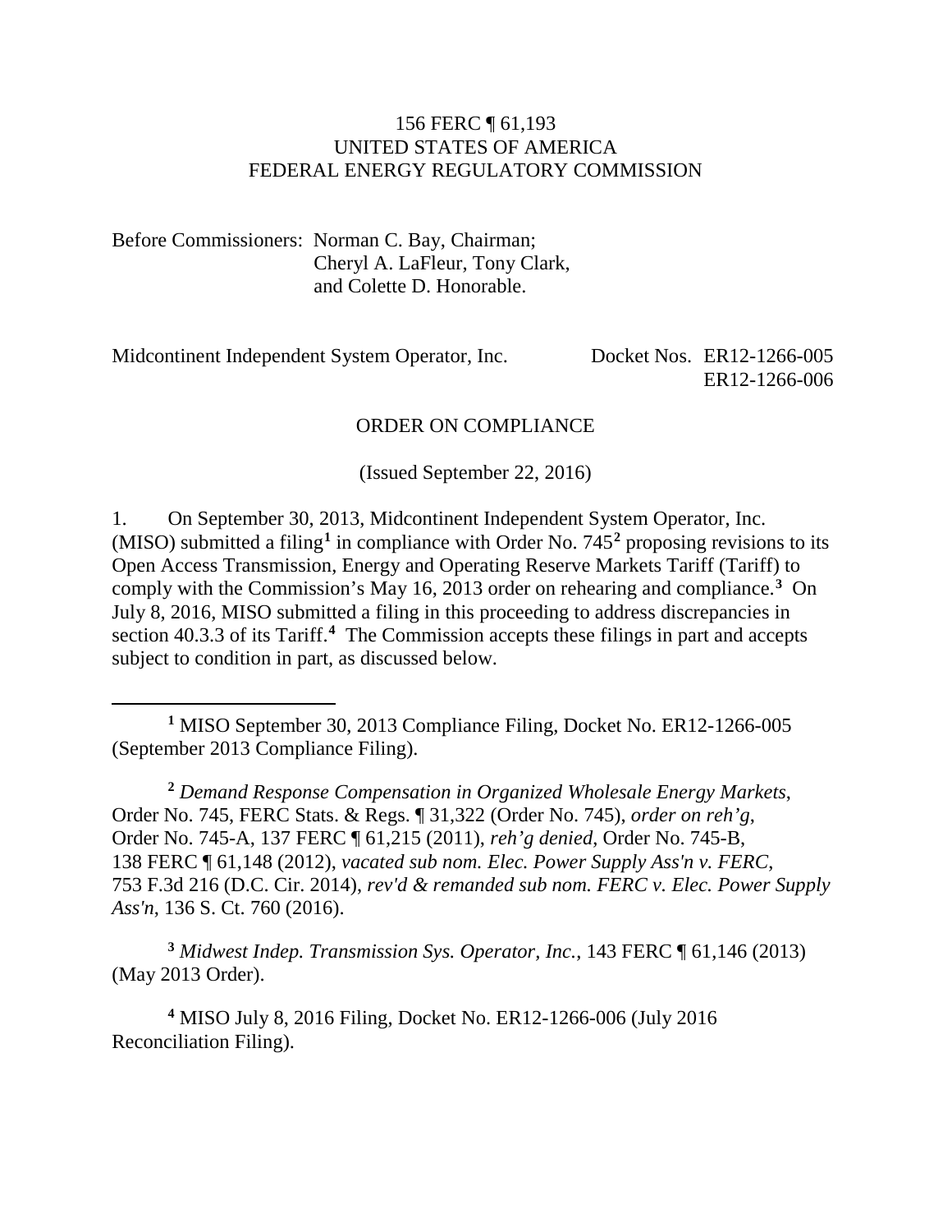156 FERC ¶ 61,193
UNITED STATES OF AMERICA
FEDERAL ENERGY REGULATORY COMMISSION

Before Commissioners: Norman C. Bay, Chairman;
Cheryl A. LaFleur, Tony Clark,
and Colette D. Honorable.

Midcontinent Independent System Operator, Inc. Docket Nos. ER12-1266-005
ER12-1266-006

ORDER ON COMPLIANCE

(Issued September 22, 2016)

1. On September 30, 2013, Midcontinent Independent System Operator, Inc. (MISO) submitted a filing[1] in compliance with Order No. 745[2] proposing revisions to its Open Access Transmission, Energy and Operating Reserve Markets Tariff (Tariff) to comply with the Commission's May 16, 2013 order on rehearing and compliance.[3] On July 8, 2016, MISO submitted a filing in this proceeding to address discrepancies in section 40.3.3 of its Tariff.[4] The Commission accepts these filings in part and accepts subject to condition in part, as discussed below.

[1] MISO September 30, 2013 Compliance Filing, Docket No. ER12-1266-005 (September 2013 Compliance Filing).

[2] *Demand Response Compensation in Organized Wholesale Energy Markets*, Order No. 745, FERC Stats. & Regs. ¶ 31,322 (Order No. 745), *order on reh'g*, Order No. 745-A, 137 FERC ¶ 61,215 (2011), *reh'g denied*, Order No. 745-B, 138 FERC ¶ 61,148 (2012), *vacated sub nom. Elec. Power Supply Ass'n v. FERC*, 753 F.3d 216 (D.C. Cir. 2014), *rev'd & remanded sub nom. FERC v. Elec. Power Supply Ass'n*, 136 S. Ct. 760 (2016).

[3] *Midwest Indep. Transmission Sys. Operator, Inc.*, 143 FERC ¶ 61,146 (2013) (May 2013 Order).

[4] MISO July 8, 2016 Filing, Docket No. ER12-1266-006 (July 2016 Reconciliation Filing).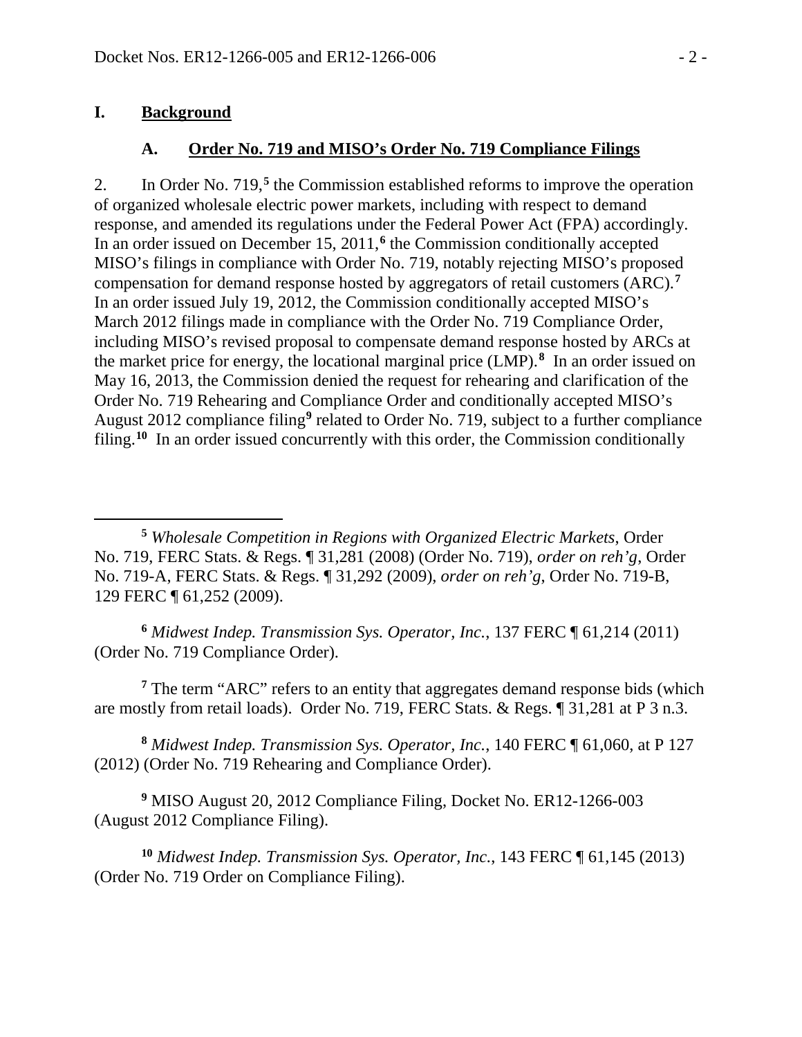# I. Background

## A. Order No. 719 and MISO's Order No. 719 Compliance Filings

2. In Order No. 719,[5] the Commission established reforms to improve the operation of organized wholesale electric power markets, including with respect to demand response, and amended its regulations under the Federal Power Act (FPA) accordingly. In an order issued on December 15, 2011,[6] the Commission conditionally accepted MISO's filings in compliance with Order No. 719, notably rejecting MISO's proposed compensation for demand response hosted by aggregators of retail customers (ARC).[7] In an order issued July 19, 2012, the Commission conditionally accepted MISO's March 2012 filings made in compliance with the Order No. 719 Compliance Order, including MISO's revised proposal to compensate demand response hosted by ARCs at the market price for energy, the locational marginal price (LMP).[8] In an order issued on May 16, 2013, the Commission denied the request for rehearing and clarification of the Order No. 719 Rehearing and Compliance Order and conditionally accepted MISO's August 2012 compliance filing[9] related to Order No. 719, subject to a further compliance filing.[10] In an order issued concurrently with this order, the Commission conditionally

---

[5] *Wholesale Competition in Regions with Organized Electric Markets*, Order No. 719, FERC Stats. & Regs. ¶ 31,281 (2008) (Order No. 719), *order on reh'g*, Order No. 719-A, FERC Stats. & Regs. ¶ 31,292 (2009), *order on reh'g*, Order No. 719-B, 129 FERC ¶ 61,252 (2009).

[6] *Midwest Indep. Transmission Sys. Operator, Inc.*, 137 FERC ¶ 61,214 (2011) (Order No. 719 Compliance Order).

[7] The term "ARC" refers to an entity that aggregates demand response bids (which are mostly from retail loads). Order No. 719, FERC Stats. & Regs. ¶ 31,281 at P 3 n.3.

[8] *Midwest Indep. Transmission Sys. Operator, Inc.*, 140 FERC ¶ 61,060, at P 127 (2012) (Order No. 719 Rehearing and Compliance Order).

[9] MISO August 20, 2012 Compliance Filing, Docket No. ER12-1266-003 (August 2012 Compliance Filing).

[10] *Midwest Indep. Transmission Sys. Operator, Inc.*, 143 FERC ¶ 61,145 (2013) (Order No. 719 Order on Compliance Filing).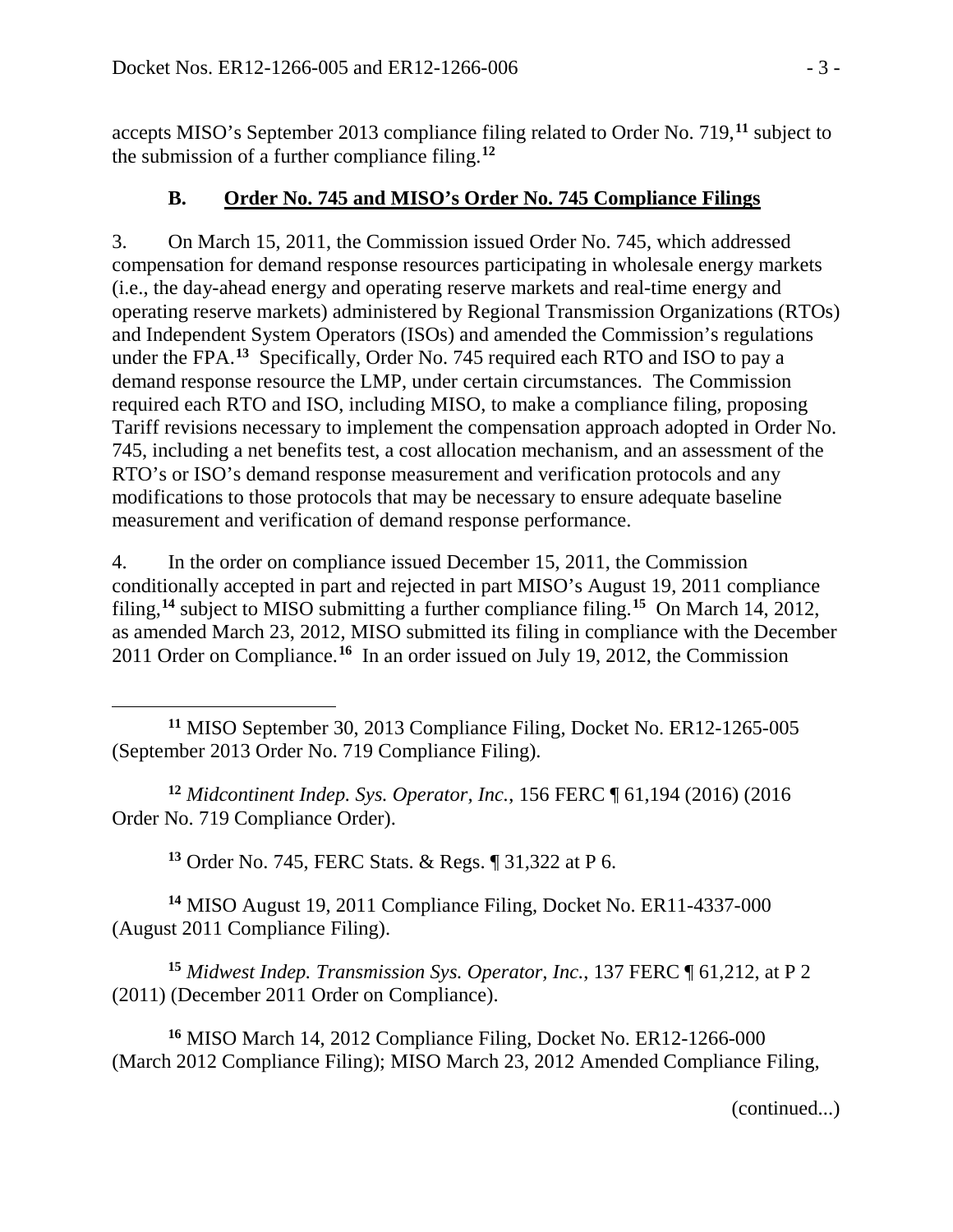accepts MISO's September 2013 compliance filing related to Order No. 719,[11] subject to the submission of a further compliance filing.[12]

### B. Order No. 745 and MISO's Order No. 745 Compliance Filings

3. On March 15, 2011, the Commission issued Order No. 745, which addressed compensation for demand response resources participating in wholesale energy markets (i.e., the day-ahead energy and operating reserve markets and real-time energy and operating reserve markets) administered by Regional Transmission Organizations (RTOs) and Independent System Operators (ISOs) and amended the Commission's regulations under the FPA.[13] Specifically, Order No. 745 required each RTO and ISO to pay a demand response resource the LMP, under certain circumstances. The Commission required each RTO and ISO, including MISO, to make a compliance filing, proposing Tariff revisions necessary to implement the compensation approach adopted in Order No. 745, including a net benefits test, a cost allocation mechanism, and an assessment of the RTO's or ISO's demand response measurement and verification protocols and any modifications to those protocols that may be necessary to ensure adequate baseline measurement and verification of demand response performance.

4. In the order on compliance issued December 15, 2011, the Commission conditionally accepted in part and rejected in part MISO's August 19, 2011 compliance filing,[14] subject to MISO submitting a further compliance filing.[15] On March 14, 2012, as amended March 23, 2012, MISO submitted its filing in compliance with the December 2011 Order on Compliance.[16] In an order issued on July 19, 2012, the Commission

---

[11] MISO September 30, 2013 Compliance Filing, Docket No. ER12-1265-005 (September 2013 Order No. 719 Compliance Filing).

[12] *Midcontinent Indep. Sys. Operator, Inc.*, 156 FERC ¶ 61,194 (2016) (2016 Order No. 719 Compliance Order).

[13] Order No. 745, FERC Stats. & Regs. ¶ 31,322 at P 6.

[14] MISO August 19, 2011 Compliance Filing, Docket No. ER11-4337-000 (August 2011 Compliance Filing).

[15] *Midwest Indep. Transmission Sys. Operator, Inc.*, 137 FERC ¶ 61,212, at P 2 (2011) (December 2011 Order on Compliance).

[16] MISO March 14, 2012 Compliance Filing, Docket No. ER12-1266-000 (March 2012 Compliance Filing); MISO March 23, 2012 Amended Compliance Filing,

(continued...)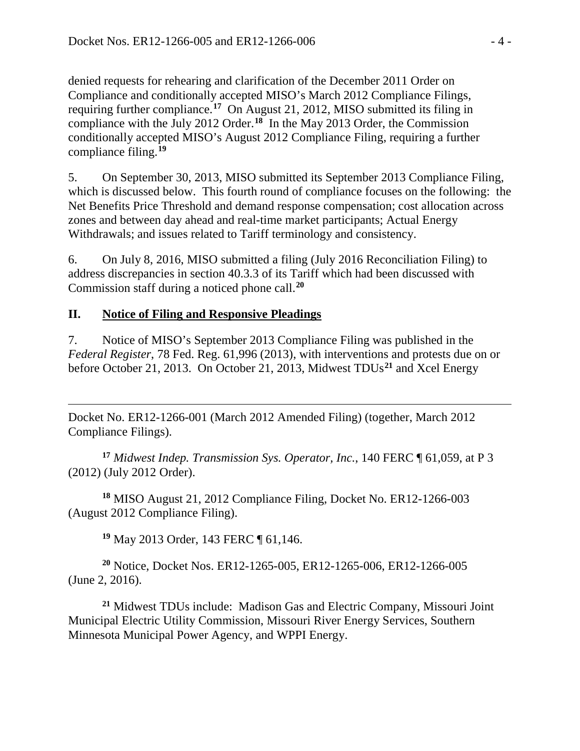denied requests for rehearing and clarification of the December 2011 Order on Compliance and conditionally accepted MISO's March 2012 Compliance Filings, requiring further compliance.[17] On August 21, 2012, MISO submitted its filing in compliance with the July 2012 Order.[18] In the May 2013 Order, the Commission conditionally accepted MISO's August 2012 Compliance Filing, requiring a further compliance filing.[19]

5. On September 30, 2013, MISO submitted its September 2013 Compliance Filing, which is discussed below. This fourth round of compliance focuses on the following: the Net Benefits Price Threshold and demand response compensation; cost allocation across zones and between day ahead and real-time market participants; Actual Energy Withdrawals; and issues related to Tariff terminology and consistency.

6. On July 8, 2016, MISO submitted a filing (July 2016 Reconciliation Filing) to address discrepancies in section 40.3.3 of its Tariff which had been discussed with Commission staff during a noticed phone call.[20]

## II. Notice of Filing and Responsive Pleadings

7. Notice of MISO's September 2013 Compliance Filing was published in the *Federal Register*, 78 Fed. Reg. 61,996 (2013), with interventions and protests due on or before October 21, 2013. On October 21, 2013, Midwest TDUs[21] and Xcel Energy

---

Docket No. ER12-1266-001 (March 2012 Amended Filing) (together, March 2012 Compliance Filings).

[17] *Midwest Indep. Transmission Sys. Operator, Inc.*, 140 FERC ¶ 61,059, at P 3 (2012) (July 2012 Order).

[18] MISO August 21, 2012 Compliance Filing, Docket No. ER12-1266-003 (August 2012 Compliance Filing).

[19] May 2013 Order, 143 FERC ¶ 61,146.

[20] Notice, Docket Nos. ER12-1265-005, ER12-1265-006, ER12-1266-005 (June 2, 2016).

[21] Midwest TDUs include: Madison Gas and Electric Company, Missouri Joint Municipal Electric Utility Commission, Missouri River Energy Services, Southern Minnesota Municipal Power Agency, and WPPI Energy.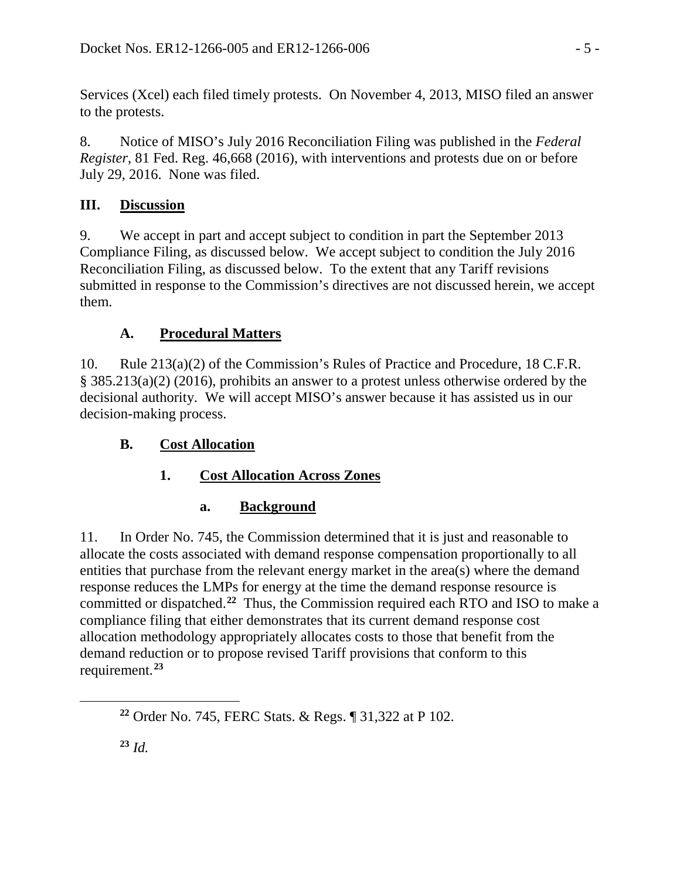Services (Xcel) each filed timely protests. On November 4, 2013, MISO filed an answer to the protests.

8. Notice of MISO's July 2016 Reconciliation Filing was published in the *Federal Register*, 81 Fed. Reg. 46,668 (2016), with interventions and protests due on or before July 29, 2016. None was filed.

## III. Discussion

9. We accept in part and accept subject to condition in part the September 2013 Compliance Filing, as discussed below. We accept subject to condition the July 2016 Reconciliation Filing, as discussed below. To the extent that any Tariff revisions submitted in response to the Commission's directives are not discussed herein, we accept them.

### A. Procedural Matters

10. Rule 213(a)(2) of the Commission's Rules of Practice and Procedure, 18 C.F.R. § 385.213(a)(2) (2016), prohibits an answer to a protest unless otherwise ordered by the decisional authority. We will accept MISO's answer because it has assisted us in our decision-making process.

### B. Cost Allocation

#### 1. Cost Allocation Across Zones

##### a. Background

11. In Order No. 745, the Commission determined that it is just and reasonable to allocate the costs associated with demand response compensation proportionally to all entities that purchase from the relevant energy market in the area(s) where the demand response reduces the LMPs for energy at the time the demand response resource is committed or dispatched.[22] Thus, the Commission required each RTO and ISO to make a compliance filing that either demonstrates that its current demand response cost allocation methodology appropriately allocates costs to those that benefit from the demand reduction or to propose revised Tariff provisions that conform to this requirement.[23]

[22] Order No. 745, FERC Stats. & Regs. ¶ 31,322 at P 102.

[23] *Id.*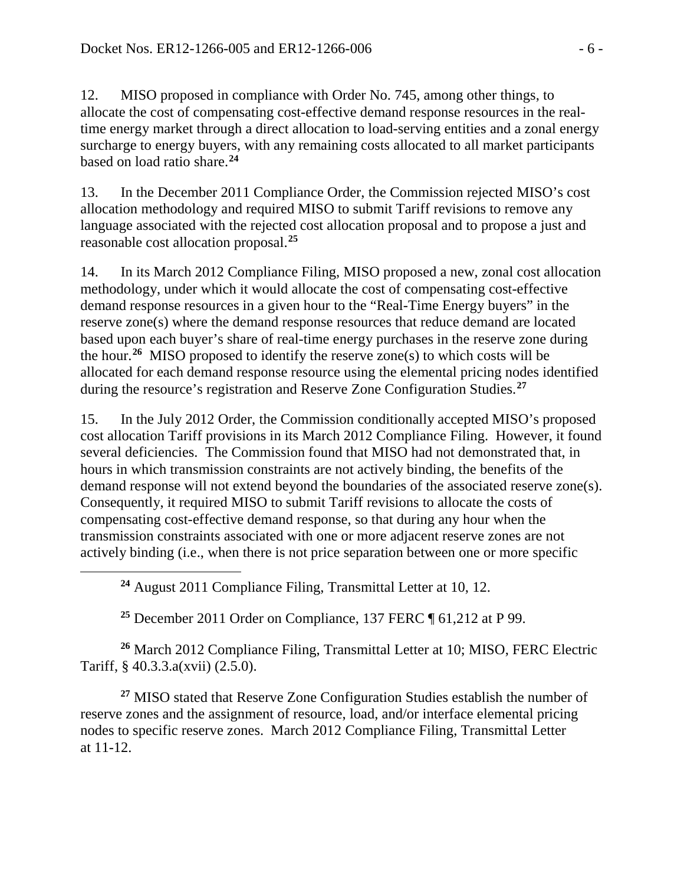12. MISO proposed in compliance with Order No. 745, among other things, to allocate the cost of compensating cost-effective demand response resources in the real-time energy market through a direct allocation to load-serving entities and a zonal energy surcharge to energy buyers, with any remaining costs allocated to all market participants based on load ratio share.[24]

13. In the December 2011 Compliance Order, the Commission rejected MISO's cost allocation methodology and required MISO to submit Tariff revisions to remove any language associated with the rejected cost allocation proposal and to propose a just and reasonable cost allocation proposal.[25]

14. In its March 2012 Compliance Filing, MISO proposed a new, zonal cost allocation methodology, under which it would allocate the cost of compensating cost-effective demand response resources in a given hour to the "Real-Time Energy buyers" in the reserve zone(s) where the demand response resources that reduce demand are located based upon each buyer's share of real-time energy purchases in the reserve zone during the hour.[26] MISO proposed to identify the reserve zone(s) to which costs will be allocated for each demand response resource using the elemental pricing nodes identified during the resource's registration and Reserve Zone Configuration Studies.[27]

15. In the July 2012 Order, the Commission conditionally accepted MISO's proposed cost allocation Tariff provisions in its March 2012 Compliance Filing. However, it found several deficiencies. The Commission found that MISO had not demonstrated that, in hours in which transmission constraints are not actively binding, the benefits of the demand response will not extend beyond the boundaries of the associated reserve zone(s). Consequently, it required MISO to submit Tariff revisions to allocate the costs of compensating cost-effective demand response, so that during any hour when the transmission constraints associated with one or more adjacent reserve zones are not actively binding (i.e., when there is not price separation between one or more specific

---

[24] August 2011 Compliance Filing, Transmittal Letter at 10, 12.

[25] December 2011 Order on Compliance, 137 FERC ¶ 61,212 at P 99.

[26] March 2012 Compliance Filing, Transmittal Letter at 10; MISO, FERC Electric Tariff, § 40.3.3.a(xvii) (2.5.0).

[27] MISO stated that Reserve Zone Configuration Studies establish the number of reserve zones and the assignment of resource, load, and/or interface elemental pricing nodes to specific reserve zones. March 2012 Compliance Filing, Transmittal Letter at 11-12.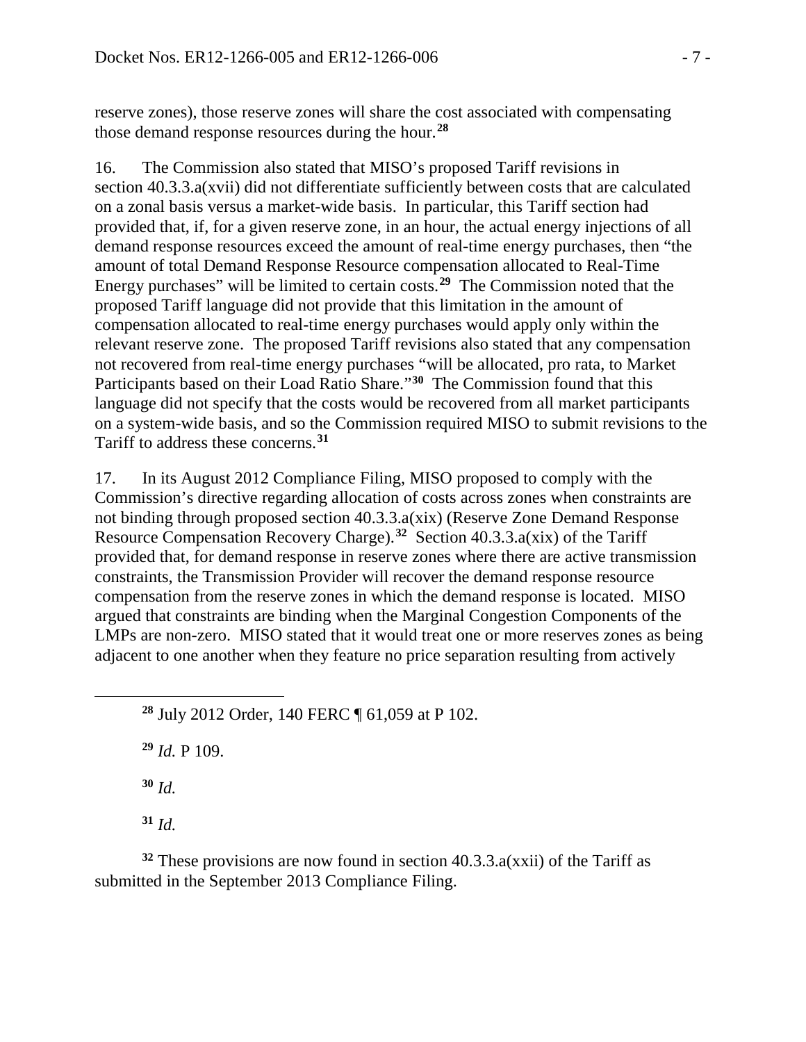reserve zones), those reserve zones will share the cost associated with compensating those demand response resources during the hour.[28]

16. The Commission also stated that MISO's proposed Tariff revisions in section 40.3.3.a(xvii) did not differentiate sufficiently between costs that are calculated on a zonal basis versus a market-wide basis. In particular, this Tariff section had provided that, if, for a given reserve zone, in an hour, the actual energy injections of all demand response resources exceed the amount of real-time energy purchases, then "the amount of total Demand Response Resource compensation allocated to Real-Time Energy purchases" will be limited to certain costs.[29] The Commission noted that the proposed Tariff language did not provide that this limitation in the amount of compensation allocated to real-time energy purchases would apply only within the relevant reserve zone. The proposed Tariff revisions also stated that any compensation not recovered from real-time energy purchases "will be allocated, pro rata, to Market Participants based on their Load Ratio Share."[30] The Commission found that this language did not specify that the costs would be recovered from all market participants on a system-wide basis, and so the Commission required MISO to submit revisions to the Tariff to address these concerns.[31]

17. In its August 2012 Compliance Filing, MISO proposed to comply with the Commission's directive regarding allocation of costs across zones when constraints are not binding through proposed section 40.3.3.a(xix) (Reserve Zone Demand Response Resource Compensation Recovery Charge).[32] Section 40.3.3.a(xix) of the Tariff provided that, for demand response in reserve zones where there are active transmission constraints, the Transmission Provider will recover the demand response resource compensation from the reserve zones in which the demand response is located. MISO argued that constraints are binding when the Marginal Congestion Components of the LMPs are non-zero. MISO stated that it would treat one or more reserves zones as being adjacent to one another when they feature no price separation resulting from actively

[28] July 2012 Order, 140 FERC ¶ 61,059 at P 102.

[29] *Id.* P 109.

[30] *Id.*

[31] *Id.*

[32] These provisions are now found in section 40.3.3.a(xxii) of the Tariff as submitted in the September 2013 Compliance Filing.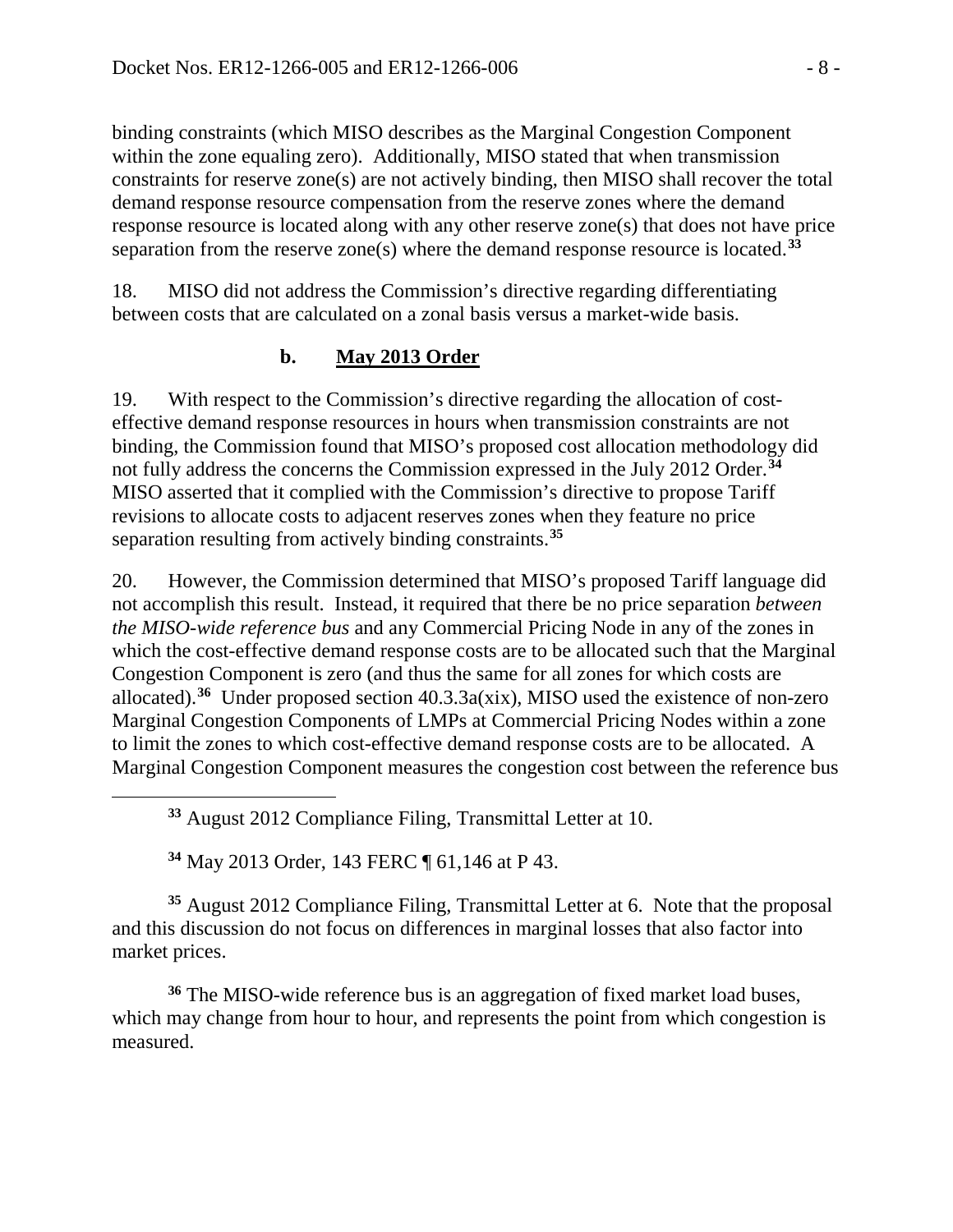binding constraints (which MISO describes as the Marginal Congestion Component within the zone equaling zero). Additionally, MISO stated that when transmission constraints for reserve zone(s) are not actively binding, then MISO shall recover the total demand response resource compensation from the reserve zones where the demand response resource is located along with any other reserve zone(s) that does not have price separation from the reserve zone(s) where the demand response resource is located.[33]

18. MISO did not address the Commission's directive regarding differentiating between costs that are calculated on a zonal basis versus a market-wide basis.

### b. May 2013 Order

19. With respect to the Commission's directive regarding the allocation of cost-effective demand response resources in hours when transmission constraints are not binding, the Commission found that MISO's proposed cost allocation methodology did not fully address the concerns the Commission expressed in the July 2012 Order.[34] MISO asserted that it complied with the Commission's directive to propose Tariff revisions to allocate costs to adjacent reserves zones when they feature no price separation resulting from actively binding constraints.[35]

20. However, the Commission determined that MISO's proposed Tariff language did not accomplish this result. Instead, it required that there be no price separation *between the MISO-wide reference bus* and any Commercial Pricing Node in any of the zones in which the cost-effective demand response costs are to be allocated such that the Marginal Congestion Component is zero (and thus the same for all zones for which costs are allocated).[36] Under proposed section 40.3.3a(xix), MISO used the existence of non-zero Marginal Congestion Components of LMPs at Commercial Pricing Nodes within a zone to limit the zones to which cost-effective demand response costs are to be allocated. A Marginal Congestion Component measures the congestion cost between the reference bus

---

[33] August 2012 Compliance Filing, Transmittal Letter at 10.

[34] May 2013 Order, 143 FERC ¶ 61,146 at P 43.

[35] August 2012 Compliance Filing, Transmittal Letter at 6. Note that the proposal and this discussion do not focus on differences in marginal losses that also factor into market prices.

[36] The MISO-wide reference bus is an aggregation of fixed market load buses, which may change from hour to hour, and represents the point from which congestion is measured.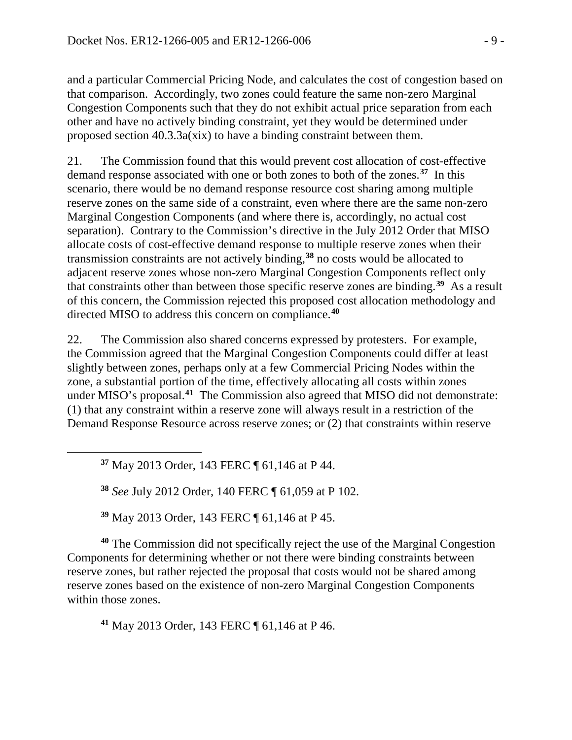and a particular Commercial Pricing Node, and calculates the cost of congestion based on that comparison. Accordingly, two zones could feature the same non-zero Marginal Congestion Components such that they do not exhibit actual price separation from each other and have no actively binding constraint, yet they would be determined under proposed section 40.3.3a(xix) to have a binding constraint between them.

21. The Commission found that this would prevent cost allocation of cost-effective demand response associated with one or both zones to both of the zones.[37] In this scenario, there would be no demand response resource cost sharing among multiple reserve zones on the same side of a constraint, even where there are the same non-zero Marginal Congestion Components (and where there is, accordingly, no actual cost separation). Contrary to the Commission's directive in the July 2012 Order that MISO allocate costs of cost-effective demand response to multiple reserve zones when their transmission constraints are not actively binding,[38] no costs would be allocated to adjacent reserve zones whose non-zero Marginal Congestion Components reflect only that constraints other than between those specific reserve zones are binding.[39] As a result of this concern, the Commission rejected this proposed cost allocation methodology and directed MISO to address this concern on compliance.[40]

22. The Commission also shared concerns expressed by protesters. For example, the Commission agreed that the Marginal Congestion Components could differ at least slightly between zones, perhaps only at a few Commercial Pricing Nodes within the zone, a substantial portion of the time, effectively allocating all costs within zones under MISO's proposal.[41] The Commission also agreed that MISO did not demonstrate: (1) that any constraint within a reserve zone will always result in a restriction of the Demand Response Resource across reserve zones; or (2) that constraints within reserve

[37] May 2013 Order, 143 FERC ¶ 61,146 at P 44.

[38] *See* July 2012 Order, 140 FERC ¶ 61,059 at P 102.

[39] May 2013 Order, 143 FERC ¶ 61,146 at P 45.

[40] The Commission did not specifically reject the use of the Marginal Congestion Components for determining whether or not there were binding constraints between reserve zones, but rather rejected the proposal that costs would not be shared among reserve zones based on the existence of non-zero Marginal Congestion Components within those zones.

[41] May 2013 Order, 143 FERC ¶ 61,146 at P 46.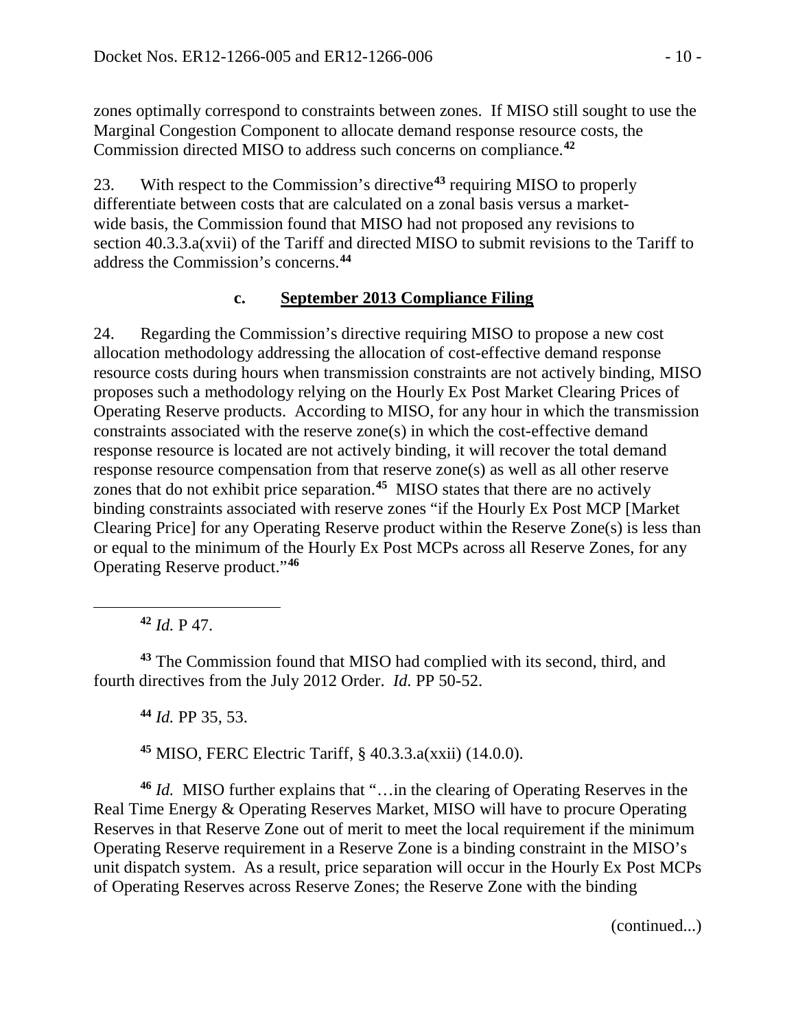zones optimally correspond to constraints between zones. If MISO still sought to use the Marginal Congestion Component to allocate demand response resource costs, the Commission directed MISO to address such concerns on compliance.[42]

23. With respect to the Commission's directive[43] requiring MISO to properly differentiate between costs that are calculated on a zonal basis versus a market-wide basis, the Commission found that MISO had not proposed any revisions to section 40.3.3.a(xvii) of the Tariff and directed MISO to submit revisions to the Tariff to address the Commission's concerns.[44]

### c. September 2013 Compliance Filing

24. Regarding the Commission's directive requiring MISO to propose a new cost allocation methodology addressing the allocation of cost-effective demand response resource costs during hours when transmission constraints are not actively binding, MISO proposes such a methodology relying on the Hourly Ex Post Market Clearing Prices of Operating Reserve products. According to MISO, for any hour in which the transmission constraints associated with the reserve zone(s) in which the cost-effective demand response resource is located are not actively binding, it will recover the total demand response resource compensation from that reserve zone(s) as well as all other reserve zones that do not exhibit price separation.[45] MISO states that there are no actively binding constraints associated with reserve zones "if the Hourly Ex Post MCP [Market Clearing Price] for any Operating Reserve product within the Reserve Zone(s) is less than or equal to the minimum of the Hourly Ex Post MCPs across all Reserve Zones, for any Operating Reserve product."[46]

---

[42] *Id.* P 47.

[43] The Commission found that MISO had complied with its second, third, and fourth directives from the July 2012 Order. *Id.* PP 50-52.

[44] *Id.* PP 35, 53.

[45] MISO, FERC Electric Tariff, § 40.3.3.a(xxii) (14.0.0).

[46] *Id.* MISO further explains that "…in the clearing of Operating Reserves in the Real Time Energy & Operating Reserves Market, MISO will have to procure Operating Reserves in that Reserve Zone out of merit to meet the local requirement if the minimum Operating Reserve requirement in a Reserve Zone is a binding constraint in the MISO's unit dispatch system. As a result, price separation will occur in the Hourly Ex Post MCPs of Operating Reserves across Reserve Zones; the Reserve Zone with the binding

(continued...)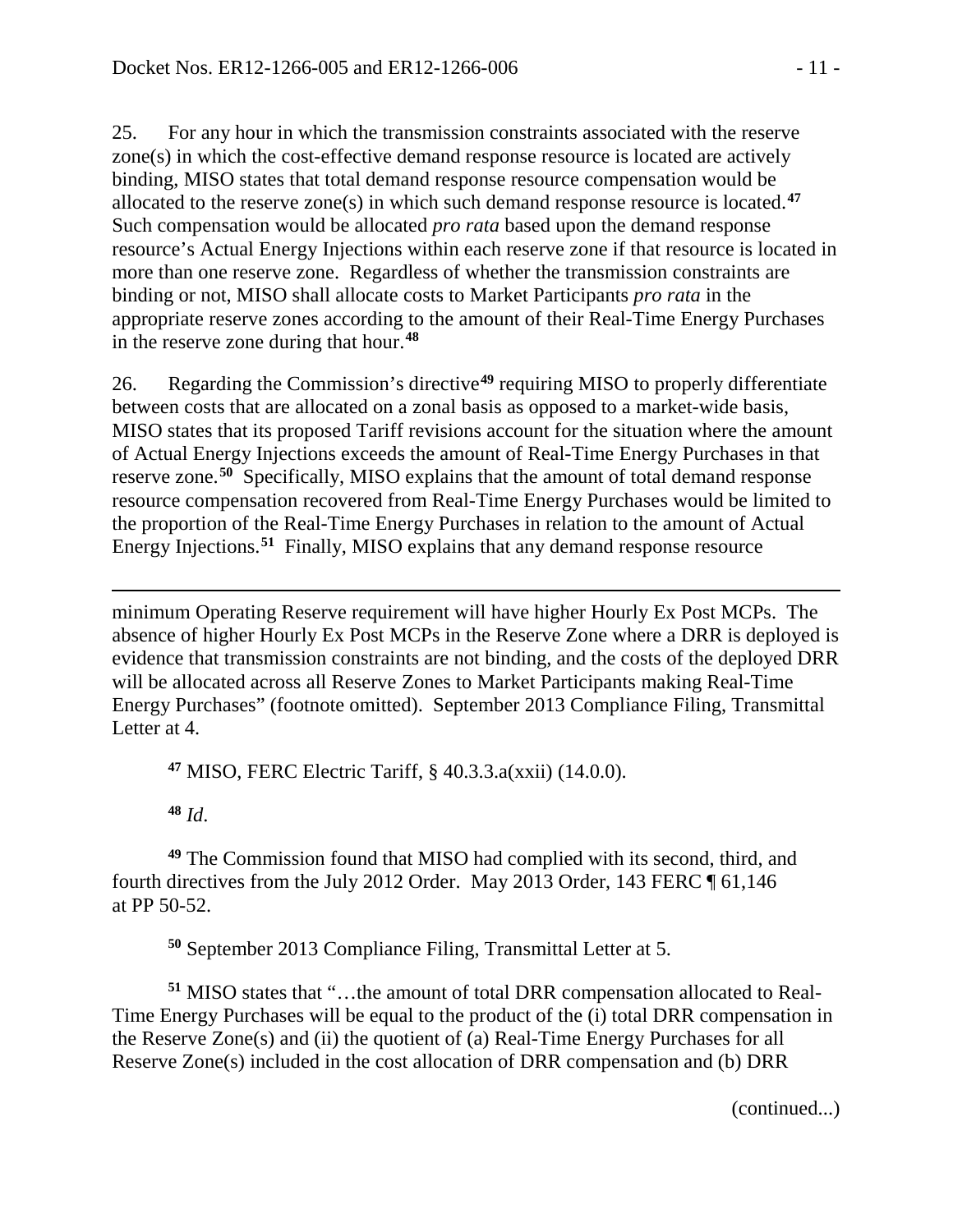25. For any hour in which the transmission constraints associated with the reserve zone(s) in which the cost-effective demand response resource is located are actively binding, MISO states that total demand response resource compensation would be allocated to the reserve zone(s) in which such demand response resource is located.[47] Such compensation would be allocated *pro rata* based upon the demand response resource's Actual Energy Injections within each reserve zone if that resource is located in more than one reserve zone. Regardless of whether the transmission constraints are binding or not, MISO shall allocate costs to Market Participants *pro rata* in the appropriate reserve zones according to the amount of their Real-Time Energy Purchases in the reserve zone during that hour.[48]

26. Regarding the Commission's directive[49] requiring MISO to properly differentiate between costs that are allocated on a zonal basis as opposed to a market-wide basis, MISO states that its proposed Tariff revisions account for the situation where the amount of Actual Energy Injections exceeds the amount of Real-Time Energy Purchases in that reserve zone.[50] Specifically, MISO explains that the amount of total demand response resource compensation recovered from Real-Time Energy Purchases would be limited to the proportion of the Real-Time Energy Purchases in relation to the amount of Actual Energy Injections.[51] Finally, MISO explains that any demand response resource

---

minimum Operating Reserve requirement will have higher Hourly Ex Post MCPs. The absence of higher Hourly Ex Post MCPs in the Reserve Zone where a DRR is deployed is evidence that transmission constraints are not binding, and the costs of the deployed DRR will be allocated across all Reserve Zones to Market Participants making Real-Time Energy Purchases" (footnote omitted). September 2013 Compliance Filing, Transmittal Letter at 4.

[47] MISO, FERC Electric Tariff, § 40.3.3.a(xxii) (14.0.0).

[48] *Id*.

[49] The Commission found that MISO had complied with its second, third, and fourth directives from the July 2012 Order. May 2013 Order, 143 FERC ¶ 61,146 at PP 50-52.

[50] September 2013 Compliance Filing, Transmittal Letter at 5.

[51] MISO states that "…the amount of total DRR compensation allocated to Real-Time Energy Purchases will be equal to the product of the (i) total DRR compensation in the Reserve Zone(s) and (ii) the quotient of (a) Real-Time Energy Purchases for all Reserve Zone(s) included in the cost allocation of DRR compensation and (b) DRR

(continued...)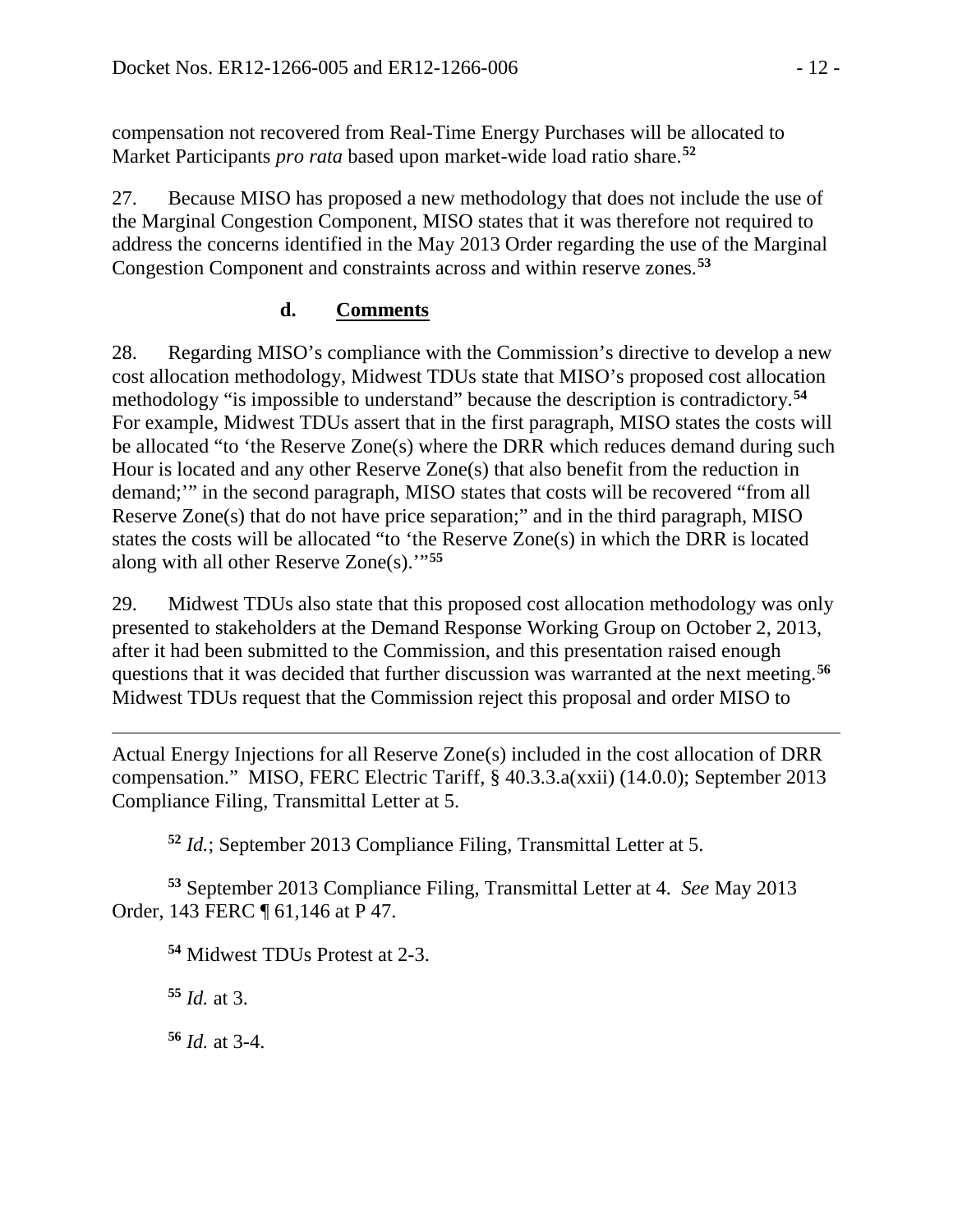compensation not recovered from Real-Time Energy Purchases will be allocated to Market Participants *pro rata* based upon market-wide load ratio share.[52]

27. Because MISO has proposed a new methodology that does not include the use of the Marginal Congestion Component, MISO states that it was therefore not required to address the concerns identified in the May 2013 Order regarding the use of the Marginal Congestion Component and constraints across and within reserve zones.[53]

### d. Comments

28. Regarding MISO's compliance with the Commission's directive to develop a new cost allocation methodology, Midwest TDUs state that MISO's proposed cost allocation methodology "is impossible to understand" because the description is contradictory.[54] For example, Midwest TDUs assert that in the first paragraph, MISO states the costs will be allocated "to 'the Reserve Zone(s) where the DRR which reduces demand during such Hour is located and any other Reserve Zone(s) that also benefit from the reduction in demand;'" in the second paragraph, MISO states that costs will be recovered "from all Reserve Zone(s) that do not have price separation;" and in the third paragraph, MISO states the costs will be allocated "to 'the Reserve Zone(s) in which the DRR is located along with all other Reserve Zone(s).'"[55]

29. Midwest TDUs also state that this proposed cost allocation methodology was only presented to stakeholders at the Demand Response Working Group on October 2, 2013, after it had been submitted to the Commission, and this presentation raised enough questions that it was decided that further discussion was warranted at the next meeting.[56] Midwest TDUs request that the Commission reject this proposal and order MISO to

---

Actual Energy Injections for all Reserve Zone(s) included in the cost allocation of DRR compensation." MISO, FERC Electric Tariff, § 40.3.3.a(xxii) (14.0.0); September 2013 Compliance Filing, Transmittal Letter at 5.

[52] *Id.*; September 2013 Compliance Filing, Transmittal Letter at 5.

[53] September 2013 Compliance Filing, Transmittal Letter at 4. *See* May 2013 Order, 143 FERC ¶ 61,146 at P 47.

[54] Midwest TDUs Protest at 2-3.

[55] *Id.* at 3.

[56] *Id.* at 3-4.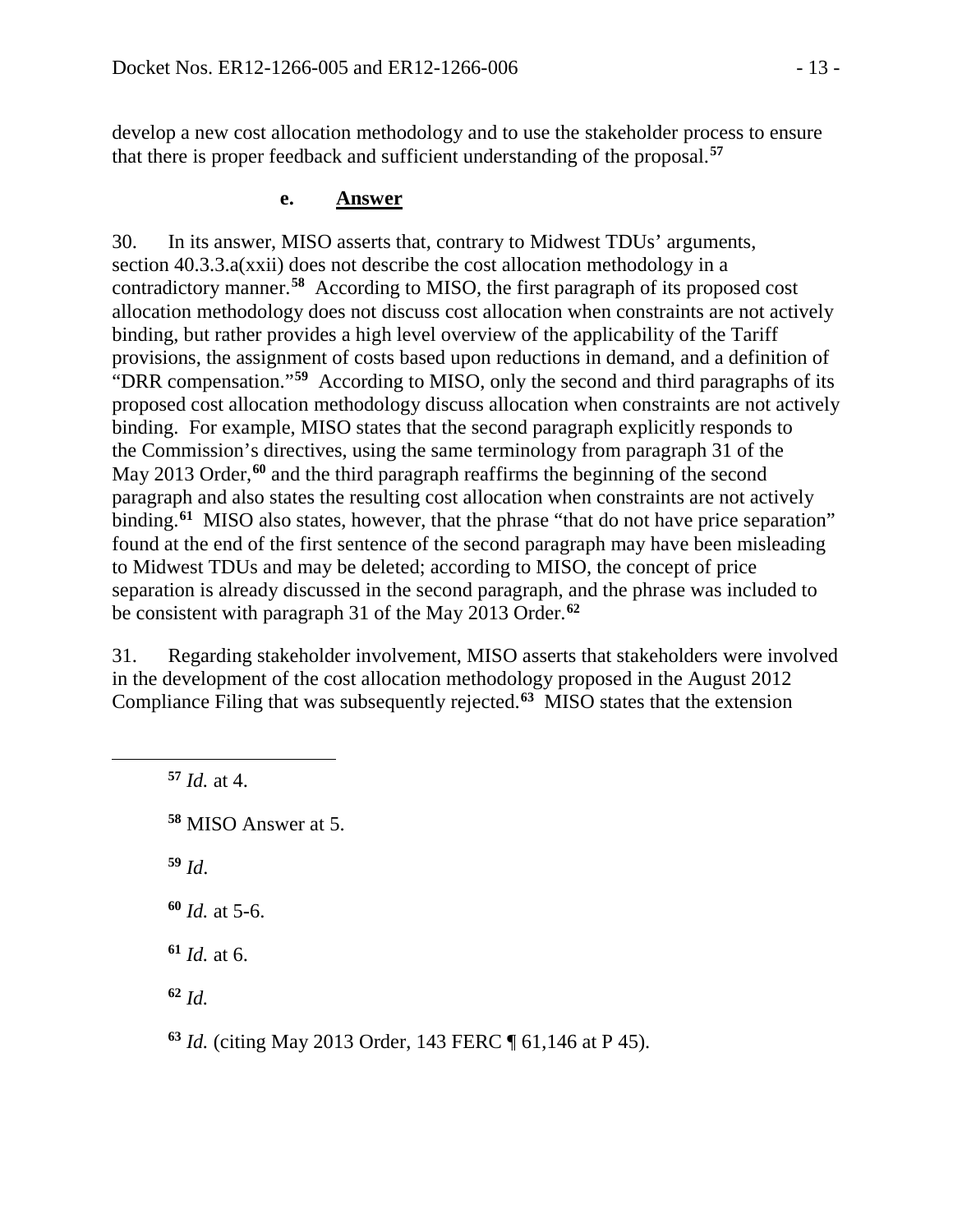develop a new cost allocation methodology and to use the stakeholder process to ensure that there is proper feedback and sufficient understanding of the proposal.[57]

#### e. Answer

30. In its answer, MISO asserts that, contrary to Midwest TDUs' arguments, section 40.3.3.a(xxii) does not describe the cost allocation methodology in a contradictory manner.[58] According to MISO, the first paragraph of its proposed cost allocation methodology does not discuss cost allocation when constraints are not actively binding, but rather provides a high level overview of the applicability of the Tariff provisions, the assignment of costs based upon reductions in demand, and a definition of "DRR compensation."[59] According to MISO, only the second and third paragraphs of its proposed cost allocation methodology discuss allocation when constraints are not actively binding. For example, MISO states that the second paragraph explicitly responds to the Commission's directives, using the same terminology from paragraph 31 of the May 2013 Order,[60] and the third paragraph reaffirms the beginning of the second paragraph and also states the resulting cost allocation when constraints are not actively binding.[61] MISO also states, however, that the phrase "that do not have price separation" found at the end of the first sentence of the second paragraph may have been misleading to Midwest TDUs and may be deleted; according to MISO, the concept of price separation is already discussed in the second paragraph, and the phrase was included to be consistent with paragraph 31 of the May 2013 Order.[62]

31. Regarding stakeholder involvement, MISO asserts that stakeholders were involved in the development of the cost allocation methodology proposed in the August 2012 Compliance Filing that was subsequently rejected.[63] MISO states that the extension

---

[57] *Id.* at 4.

[58] MISO Answer at 5.

[59] *Id*.

[60] *Id.* at 5-6.

[61] *Id.* at 6.

[62] *Id.*

[63] *Id.* (citing May 2013 Order, 143 FERC ¶ 61,146 at P 45).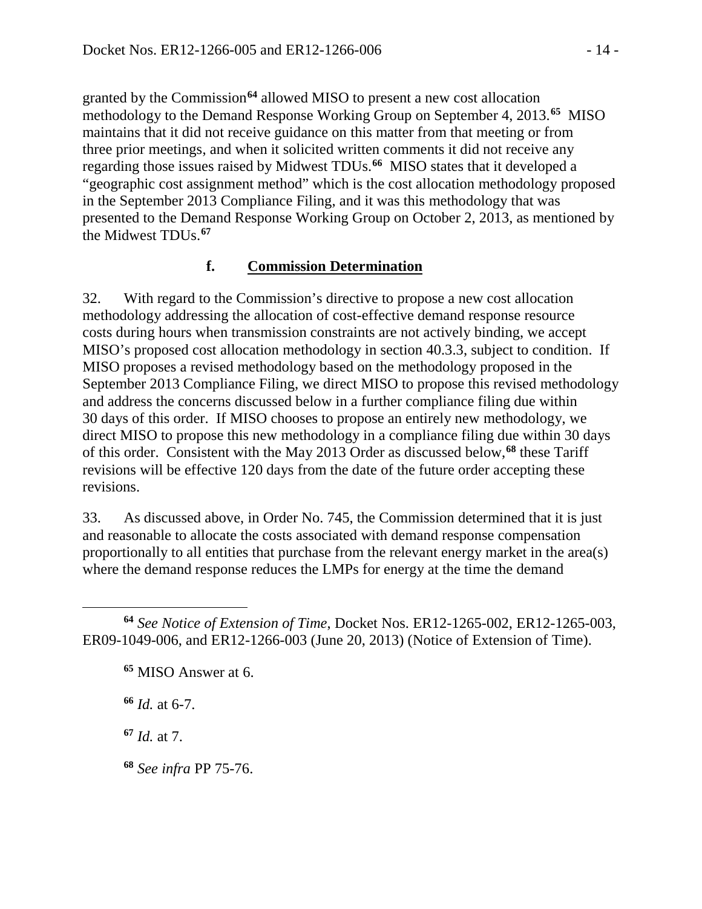granted by the Commission[64] allowed MISO to present a new cost allocation methodology to the Demand Response Working Group on September 4, 2013.[65] MISO maintains that it did not receive guidance on this matter from that meeting or from three prior meetings, and when it solicited written comments it did not receive any regarding those issues raised by Midwest TDUs.[66] MISO states that it developed a "geographic cost assignment method" which is the cost allocation methodology proposed in the September 2013 Compliance Filing, and it was this methodology that was presented to the Demand Response Working Group on October 2, 2013, as mentioned by the Midwest TDUs.[67]

### f. Commission Determination

32. With regard to the Commission's directive to propose a new cost allocation methodology addressing the allocation of cost-effective demand response resource costs during hours when transmission constraints are not actively binding, we accept MISO's proposed cost allocation methodology in section 40.3.3, subject to condition. If MISO proposes a revised methodology based on the methodology proposed in the September 2013 Compliance Filing, we direct MISO to propose this revised methodology and address the concerns discussed below in a further compliance filing due within 30 days of this order. If MISO chooses to propose an entirely new methodology, we direct MISO to propose this new methodology in a compliance filing due within 30 days of this order. Consistent with the May 2013 Order as discussed below,[68] these Tariff revisions will be effective 120 days from the date of the future order accepting these revisions.

33. As discussed above, in Order No. 745, the Commission determined that it is just and reasonable to allocate the costs associated with demand response compensation proportionally to all entities that purchase from the relevant energy market in the area(s) where the demand response reduces the LMPs for energy at the time the demand

---

[64] *See Notice of Extension of Time*, Docket Nos. ER12-1265-002, ER12-1265-003, ER09-1049-006, and ER12-1266-003 (June 20, 2013) (Notice of Extension of Time).

[65] MISO Answer at 6.

[66] *Id.* at 6-7.

[67] *Id.* at 7.

[68] *See infra* PP 75-76.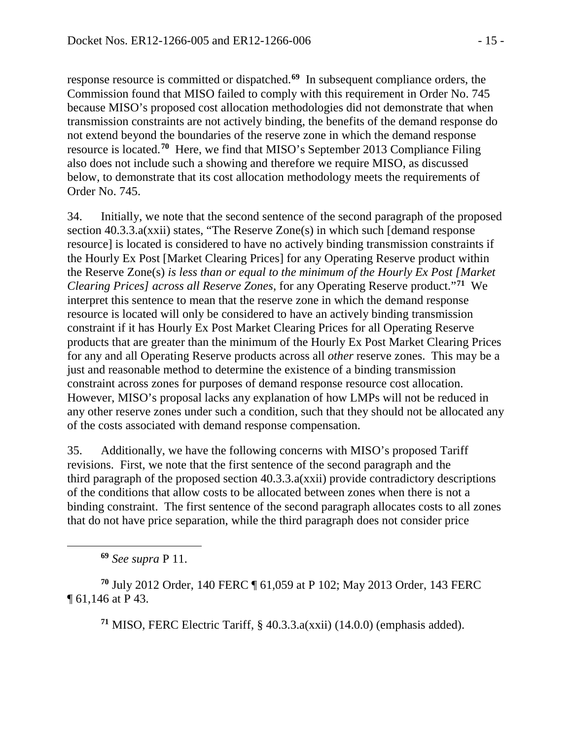response resource is committed or dispatched.[69] In subsequent compliance orders, the Commission found that MISO failed to comply with this requirement in Order No. 745 because MISO's proposed cost allocation methodologies did not demonstrate that when transmission constraints are not actively binding, the benefits of the demand response do not extend beyond the boundaries of the reserve zone in which the demand response resource is located.[70] Here, we find that MISO's September 2013 Compliance Filing also does not include such a showing and therefore we require MISO, as discussed below, to demonstrate that its cost allocation methodology meets the requirements of Order No. 745.

34. Initially, we note that the second sentence of the second paragraph of the proposed section 40.3.3.a(xxii) states, "The Reserve Zone(s) in which such [demand response resource] is located is considered to have no actively binding transmission constraints if the Hourly Ex Post [Market Clearing Prices] for any Operating Reserve product within the Reserve Zone(s) *is less than or equal to the minimum of the Hourly Ex Post [Market Clearing Prices] across all Reserve Zones*, for any Operating Reserve product."[71] We interpret this sentence to mean that the reserve zone in which the demand response resource is located will only be considered to have an actively binding transmission constraint if it has Hourly Ex Post Market Clearing Prices for all Operating Reserve products that are greater than the minimum of the Hourly Ex Post Market Clearing Prices for any and all Operating Reserve products across all *other* reserve zones. This may be a just and reasonable method to determine the existence of a binding transmission constraint across zones for purposes of demand response resource cost allocation. However, MISO's proposal lacks any explanation of how LMPs will not be reduced in any other reserve zones under such a condition, such that they should not be allocated any of the costs associated with demand response compensation.

35. Additionally, we have the following concerns with MISO's proposed Tariff revisions. First, we note that the first sentence of the second paragraph and the third paragraph of the proposed section 40.3.3.a(xxii) provide contradictory descriptions of the conditions that allow costs to be allocated between zones when there is not a binding constraint. The first sentence of the second paragraph allocates costs to all zones that do not have price separation, while the third paragraph does not consider price

[69] *See supra* P 11.

[70] July 2012 Order, 140 FERC ¶ 61,059 at P 102; May 2013 Order, 143 FERC ¶ 61,146 at P 43.

[71] MISO, FERC Electric Tariff, § 40.3.3.a(xxii) (14.0.0) (emphasis added).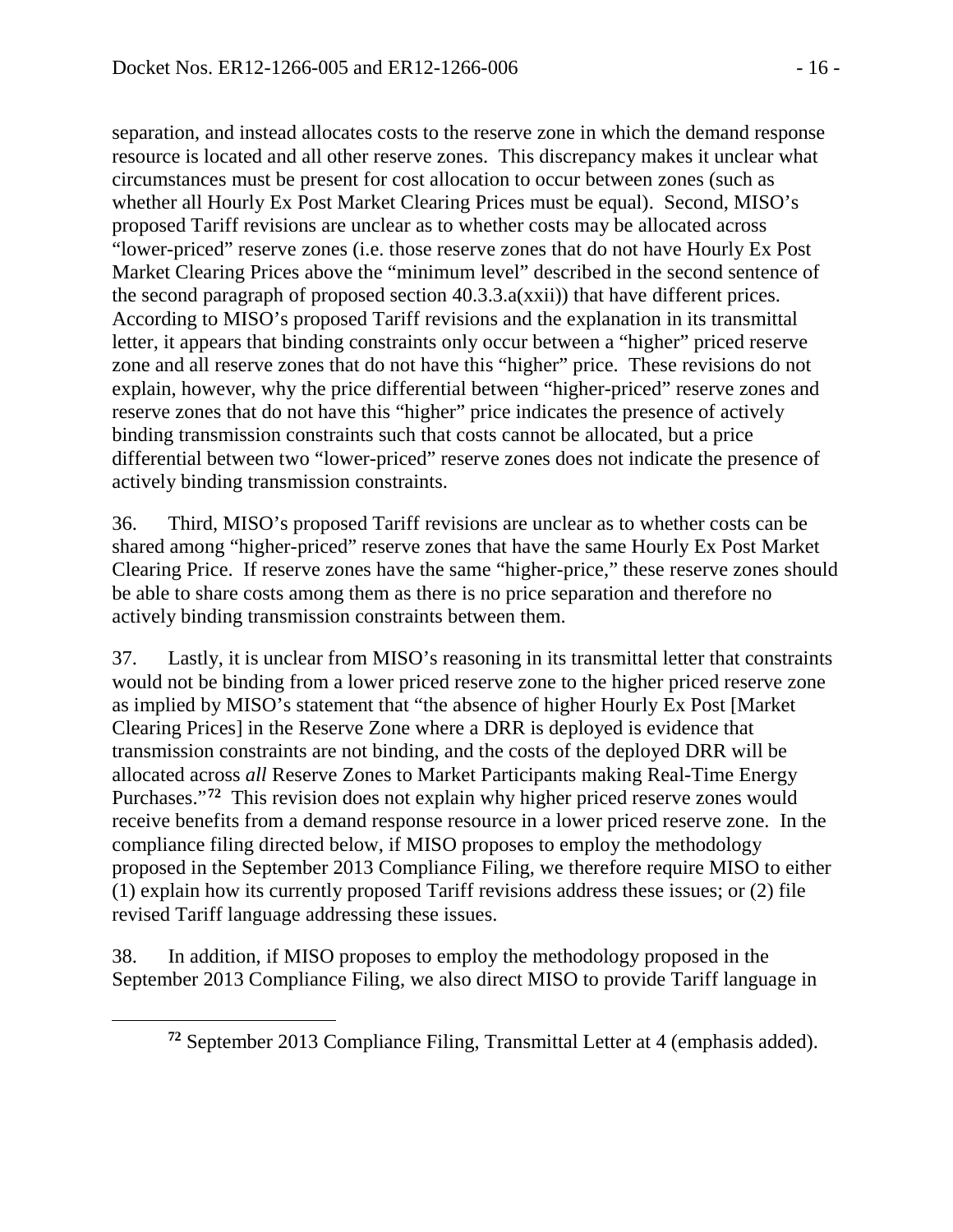separation, and instead allocates costs to the reserve zone in which the demand response resource is located and all other reserve zones. This discrepancy makes it unclear what circumstances must be present for cost allocation to occur between zones (such as whether all Hourly Ex Post Market Clearing Prices must be equal). Second, MISO's proposed Tariff revisions are unclear as to whether costs may be allocated across "lower-priced" reserve zones (i.e. those reserve zones that do not have Hourly Ex Post Market Clearing Prices above the "minimum level" described in the second sentence of the second paragraph of proposed section 40.3.3.a(xxii)) that have different prices. According to MISO's proposed Tariff revisions and the explanation in its transmittal letter, it appears that binding constraints only occur between a "higher" priced reserve zone and all reserve zones that do not have this "higher" price. These revisions do not explain, however, why the price differential between "higher-priced" reserve zones and reserve zones that do not have this "higher" price indicates the presence of actively binding transmission constraints such that costs cannot be allocated, but a price differential between two "lower-priced" reserve zones does not indicate the presence of actively binding transmission constraints.

36. Third, MISO's proposed Tariff revisions are unclear as to whether costs can be shared among "higher-priced" reserve zones that have the same Hourly Ex Post Market Clearing Price. If reserve zones have the same "higher-price," these reserve zones should be able to share costs among them as there is no price separation and therefore no actively binding transmission constraints between them.

37. Lastly, it is unclear from MISO's reasoning in its transmittal letter that constraints would not be binding from a lower priced reserve zone to the higher priced reserve zone as implied by MISO's statement that "the absence of higher Hourly Ex Post [Market Clearing Prices] in the Reserve Zone where a DRR is deployed is evidence that transmission constraints are not binding, and the costs of the deployed DRR will be allocated across *all* Reserve Zones to Market Participants making Real-Time Energy Purchases."[72] This revision does not explain why higher priced reserve zones would receive benefits from a demand response resource in a lower priced reserve zone. In the compliance filing directed below, if MISO proposes to employ the methodology proposed in the September 2013 Compliance Filing, we therefore require MISO to either (1) explain how its currently proposed Tariff revisions address these issues; or (2) file revised Tariff language addressing these issues.

38. In addition, if MISO proposes to employ the methodology proposed in the September 2013 Compliance Filing, we also direct MISO to provide Tariff language in

[72] September 2013 Compliance Filing, Transmittal Letter at 4 (emphasis added).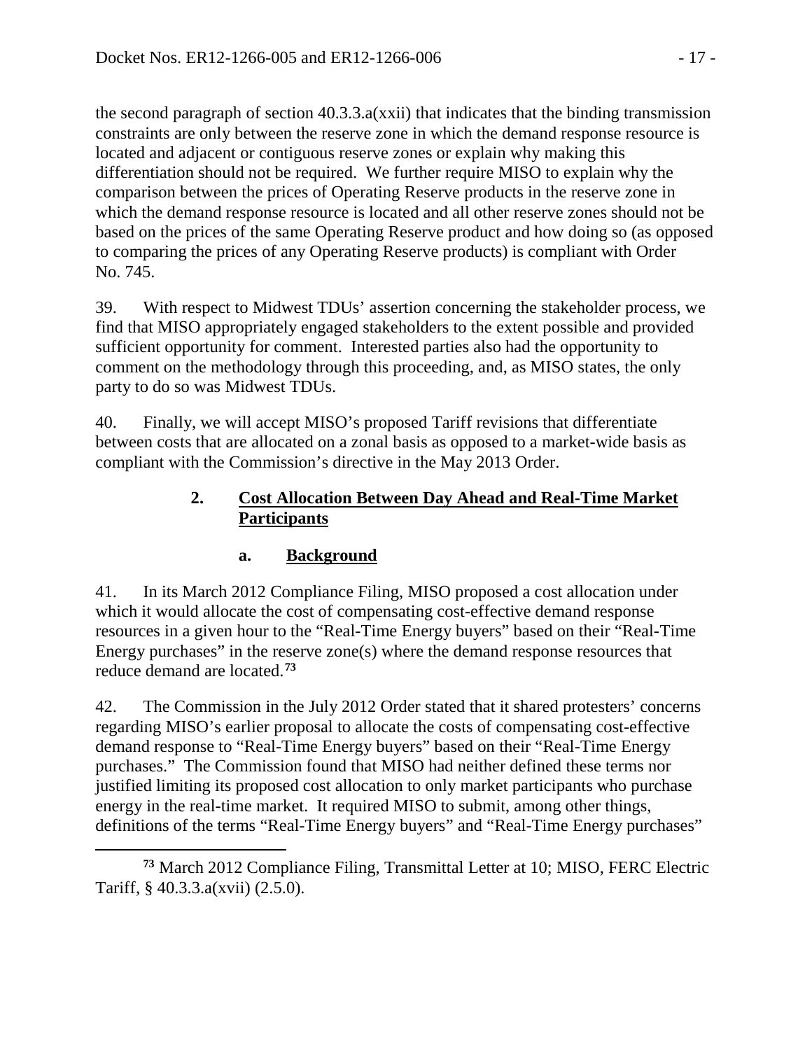the second paragraph of section 40.3.3.a(xxii) that indicates that the binding transmission constraints are only between the reserve zone in which the demand response resource is located and adjacent or contiguous reserve zones or explain why making this differentiation should not be required. We further require MISO to explain why the comparison between the prices of Operating Reserve products in the reserve zone in which the demand response resource is located and all other reserve zones should not be based on the prices of the same Operating Reserve product and how doing so (as opposed to comparing the prices of any Operating Reserve products) is compliant with Order No. 745.

39. With respect to Midwest TDUs' assertion concerning the stakeholder process, we find that MISO appropriately engaged stakeholders to the extent possible and provided sufficient opportunity for comment. Interested parties also had the opportunity to comment on the methodology through this proceeding, and, as MISO states, the only party to do so was Midwest TDUs.

40. Finally, we will accept MISO's proposed Tariff revisions that differentiate between costs that are allocated on a zonal basis as opposed to a market-wide basis as compliant with the Commission's directive in the May 2013 Order.

### 2. Cost Allocation Between Day Ahead and Real-Time Market Participants

#### a. Background

41. In its March 2012 Compliance Filing, MISO proposed a cost allocation under which it would allocate the cost of compensating cost-effective demand response resources in a given hour to the "Real-Time Energy buyers" based on their "Real-Time Energy purchases" in the reserve zone(s) where the demand response resources that reduce demand are located.[73]

42. The Commission in the July 2012 Order stated that it shared protesters' concerns regarding MISO's earlier proposal to allocate the costs of compensating cost-effective demand response to "Real-Time Energy buyers" based on their "Real-Time Energy purchases." The Commission found that MISO had neither defined these terms nor justified limiting its proposed cost allocation to only market participants who purchase energy in the real-time market. It required MISO to submit, among other things, definitions of the terms "Real-Time Energy buyers" and "Real-Time Energy purchases"

[73] March 2012 Compliance Filing, Transmittal Letter at 10; MISO, FERC Electric Tariff, § 40.3.3.a(xvii) (2.5.0).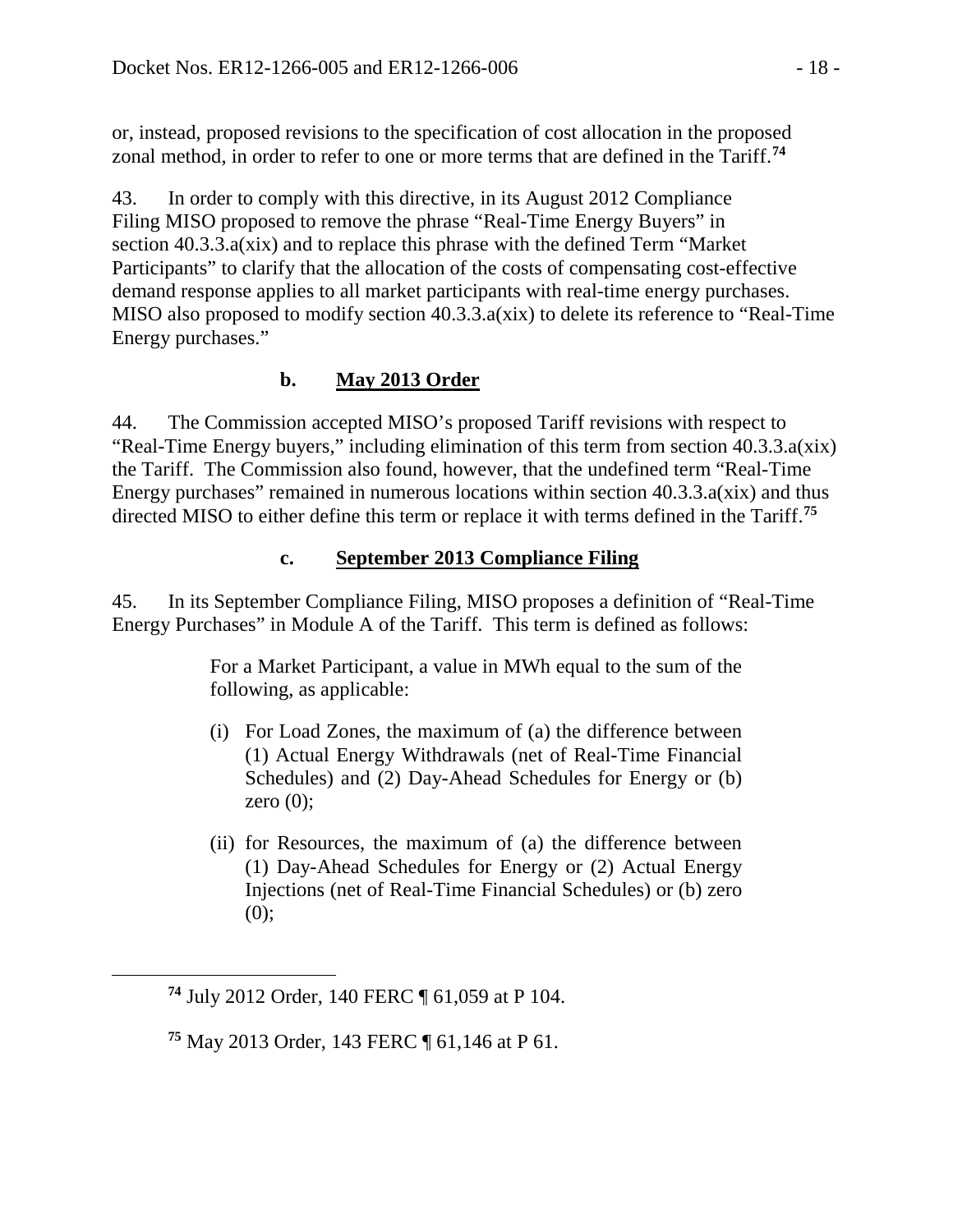or, instead, proposed revisions to the specification of cost allocation in the proposed zonal method, in order to refer to one or more terms that are defined in the Tariff.[74]

43. In order to comply with this directive, in its August 2012 Compliance Filing MISO proposed to remove the phrase "Real-Time Energy Buyers" in section 40.3.3.a(xix) and to replace this phrase with the defined Term "Market Participants" to clarify that the allocation of the costs of compensating cost-effective demand response applies to all market participants with real-time energy purchases. MISO also proposed to modify section 40.3.3.a(xix) to delete its reference to "Real-Time Energy purchases."

### b. May 2013 Order

44. The Commission accepted MISO's proposed Tariff revisions with respect to "Real-Time Energy buyers," including elimination of this term from section 40.3.3.a(xix) the Tariff. The Commission also found, however, that the undefined term "Real-Time Energy purchases" remained in numerous locations within section 40.3.3.a(xix) and thus directed MISO to either define this term or replace it with terms defined in the Tariff.[75]

### c. September 2013 Compliance Filing

45. In its September Compliance Filing, MISO proposes a definition of "Real-Time Energy Purchases" in Module A of the Tariff. This term is defined as follows:

> For a Market Participant, a value in MWh equal to the sum of the following, as applicable:
>
> (i) For Load Zones, the maximum of (a) the difference between (1) Actual Energy Withdrawals (net of Real-Time Financial Schedules) and (2) Day-Ahead Schedules for Energy or (b) zero (0);
>
> (ii) for Resources, the maximum of (a) the difference between (1) Day-Ahead Schedules for Energy or (2) Actual Energy Injections (net of Real-Time Financial Schedules) or (b) zero (0);

---

[74] July 2012 Order, 140 FERC ¶ 61,059 at P 104.

[75] May 2013 Order, 143 FERC ¶ 61,146 at P 61.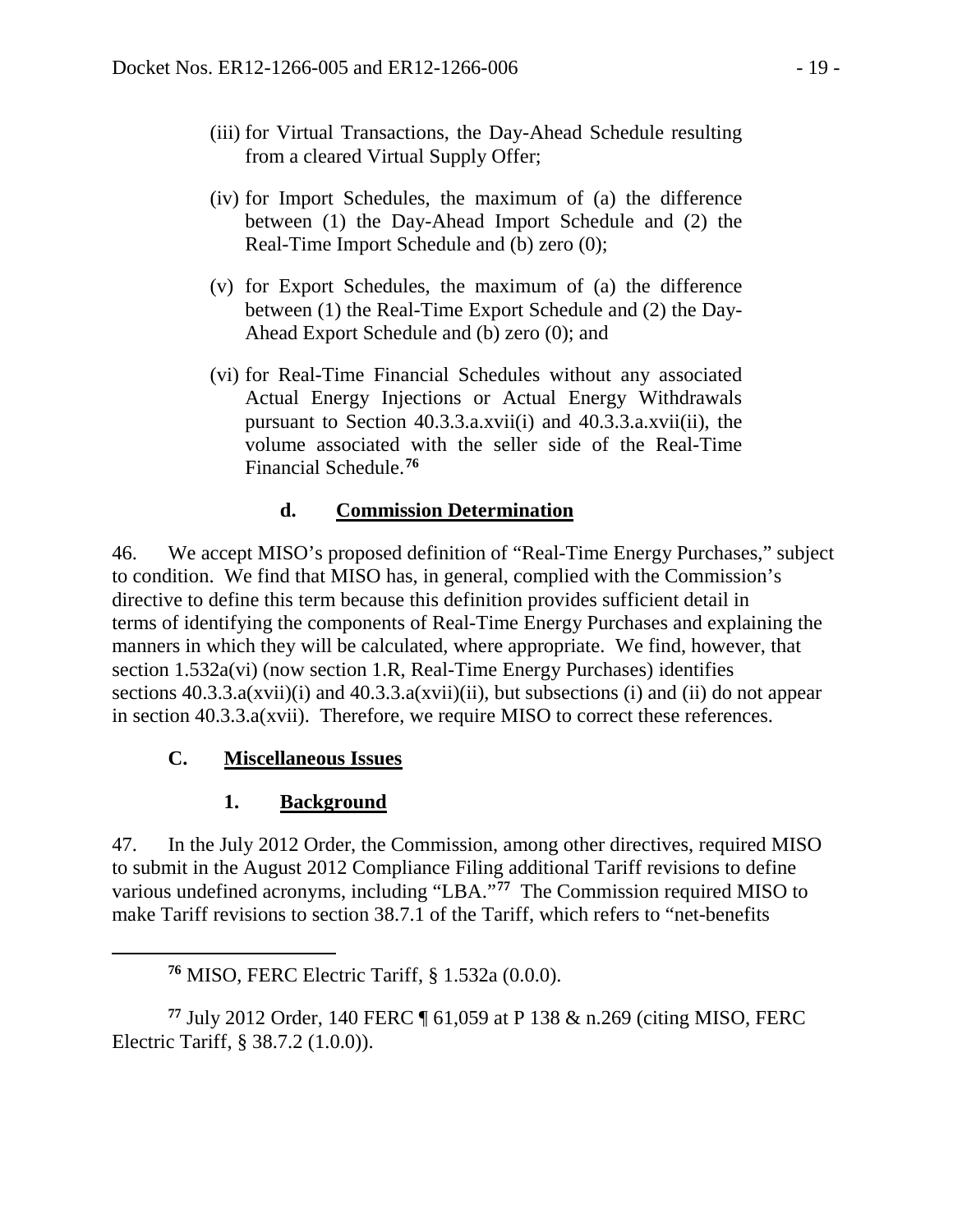(iii) for Virtual Transactions, the Day-Ahead Schedule resulting from a cleared Virtual Supply Offer;

(iv) for Import Schedules, the maximum of (a) the difference between (1) the Day-Ahead Import Schedule and (2) the Real-Time Import Schedule and (b) zero (0);

(v) for Export Schedules, the maximum of (a) the difference between (1) the Real-Time Export Schedule and (2) the Day-Ahead Export Schedule and (b) zero (0); and

(vi) for Real-Time Financial Schedules without any associated Actual Energy Injections or Actual Energy Withdrawals pursuant to Section 40.3.3.a.xvii(i) and 40.3.3.a.xvii(ii), the volume associated with the seller side of the Real-Time Financial Schedule.[76]

#### d. Commission Determination

46. We accept MISO's proposed definition of "Real-Time Energy Purchases," subject to condition. We find that MISO has, in general, complied with the Commission's directive to define this term because this definition provides sufficient detail in terms of identifying the components of Real-Time Energy Purchases and explaining the manners in which they will be calculated, where appropriate. We find, however, that section 1.532a(vi) (now section 1.R, Real-Time Energy Purchases) identifies sections 40.3.3.a(xvii)(i) and 40.3.3.a(xvii)(ii), but subsections (i) and (ii) do not appear in section 40.3.3.a(xvii). Therefore, we require MISO to correct these references.

### C. Miscellaneous Issues

#### 1. Background

47. In the July 2012 Order, the Commission, among other directives, required MISO to submit in the August 2012 Compliance Filing additional Tariff revisions to define various undefined acronyms, including "LBA."[77] The Commission required MISO to make Tariff revisions to section 38.7.1 of the Tariff, which refers to "net-benefits

---

[76] MISO, FERC Electric Tariff, § 1.532a (0.0.0).

[77] July 2012 Order, 140 FERC ¶ 61,059 at P 138 & n.269 (citing MISO, FERC Electric Tariff, § 38.7.2 (1.0.0)).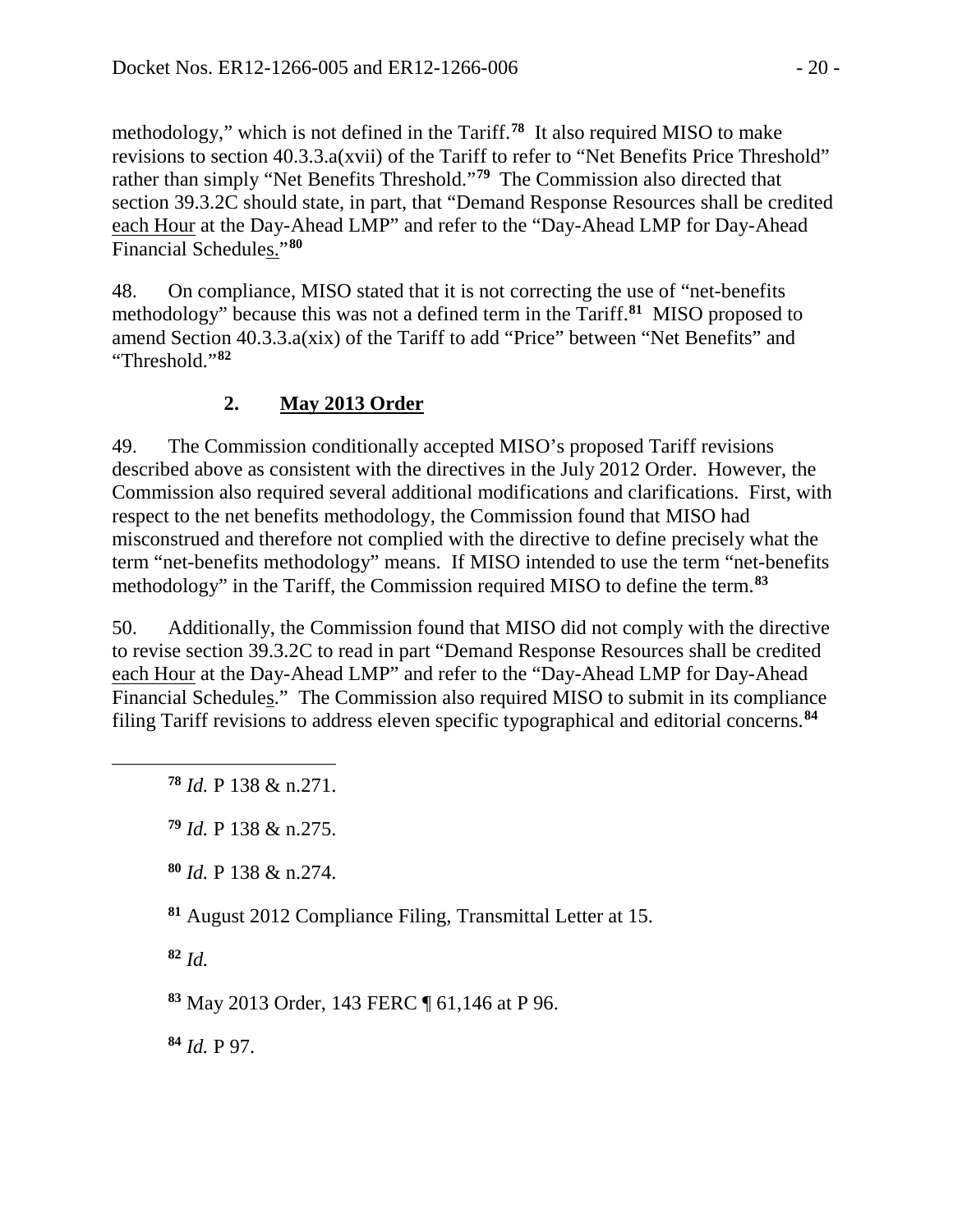methodology," which is not defined in the Tariff.[78] It also required MISO to make revisions to section 40.3.3.a(xvii) of the Tariff to refer to "Net Benefits Price Threshold" rather than simply "Net Benefits Threshold."[79] The Commission also directed that section 39.3.2C should state, in part, that "Demand Response Resources shall be credited <u>each Hour</u> at the Day-Ahead LMP" and refer to the "Day-Ahead LMP for Day-Ahead Financial Schedule<u>s.</u>"[80]

48. On compliance, MISO stated that it is not correcting the use of "net-benefits methodology" because this was not a defined term in the Tariff.[81] MISO proposed to amend Section 40.3.3.a(xix) of the Tariff to add "Price" between "Net Benefits" and "Threshold."[82]

### 2. May 2013 Order

49. The Commission conditionally accepted MISO's proposed Tariff revisions described above as consistent with the directives in the July 2012 Order. However, the Commission also required several additional modifications and clarifications. First, with respect to the net benefits methodology, the Commission found that MISO had misconstrued and therefore not complied with the directive to define precisely what the term "net-benefits methodology" means. If MISO intended to use the term "net-benefits methodology" in the Tariff, the Commission required MISO to define the term.[83]

50. Additionally, the Commission found that MISO did not comply with the directive to revise section 39.3.2C to read in part "Demand Response Resources shall be credited <u>each Hour</u> at the Day-Ahead LMP" and refer to the "Day-Ahead LMP for Day-Ahead Financial Schedule<u>s</u>." The Commission also required MISO to submit in its compliance filing Tariff revisions to address eleven specific typographical and editorial concerns.[84]

---

[78] *Id.* P 138 & n.271.

[79] *Id.* P 138 & n.275.

[80] *Id.* P 138 & n.274.

[81] August 2012 Compliance Filing, Transmittal Letter at 15.

[82] *Id.*

[83] May 2013 Order, 143 FERC ¶ 61,146 at P 96.

[84] *Id.* P 97.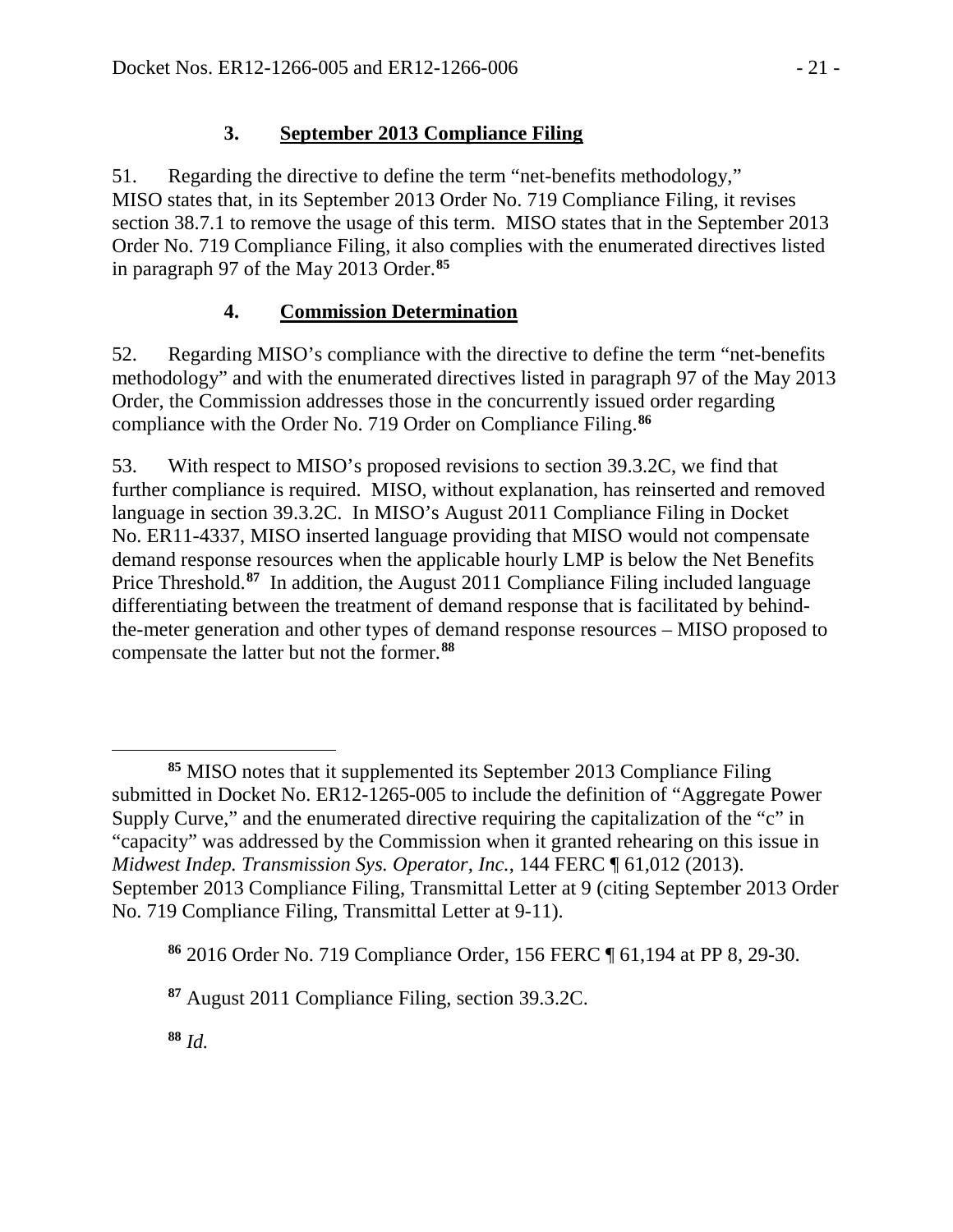### 3. **September 2013 Compliance Filing**

51. Regarding the directive to define the term "net-benefits methodology," MISO states that, in its September 2013 Order No. 719 Compliance Filing, it revises section 38.7.1 to remove the usage of this term. MISO states that in the September 2013 Order No. 719 Compliance Filing, it also complies with the enumerated directives listed in paragraph 97 of the May 2013 Order.[85]

### 4. **Commission Determination**

52. Regarding MISO's compliance with the directive to define the term "net-benefits methodology" and with the enumerated directives listed in paragraph 97 of the May 2013 Order, the Commission addresses those in the concurrently issued order regarding compliance with the Order No. 719 Order on Compliance Filing.[86]

53. With respect to MISO's proposed revisions to section 39.3.2C, we find that further compliance is required. MISO, without explanation, has reinserted and removed language in section 39.3.2C. In MISO's August 2011 Compliance Filing in Docket No. ER11-4337, MISO inserted language providing that MISO would not compensate demand response resources when the applicable hourly LMP is below the Net Benefits Price Threshold.[87] In addition, the August 2011 Compliance Filing included language differentiating between the treatment of demand response that is facilitated by behind-the-meter generation and other types of demand response resources – MISO proposed to compensate the latter but not the former.[88]

---

[85] MISO notes that it supplemented its September 2013 Compliance Filing submitted in Docket No. ER12-1265-005 to include the definition of "Aggregate Power Supply Curve," and the enumerated directive requiring the capitalization of the "c" in "capacity" was addressed by the Commission when it granted rehearing on this issue in *Midwest Indep. Transmission Sys. Operator, Inc.*, 144 FERC ¶ 61,012 (2013). September 2013 Compliance Filing, Transmittal Letter at 9 (citing September 2013 Order No. 719 Compliance Filing, Transmittal Letter at 9-11).

[86] 2016 Order No. 719 Compliance Order, 156 FERC ¶ 61,194 at PP 8, 29-30.

[87] August 2011 Compliance Filing, section 39.3.2C.

[88] *Id.*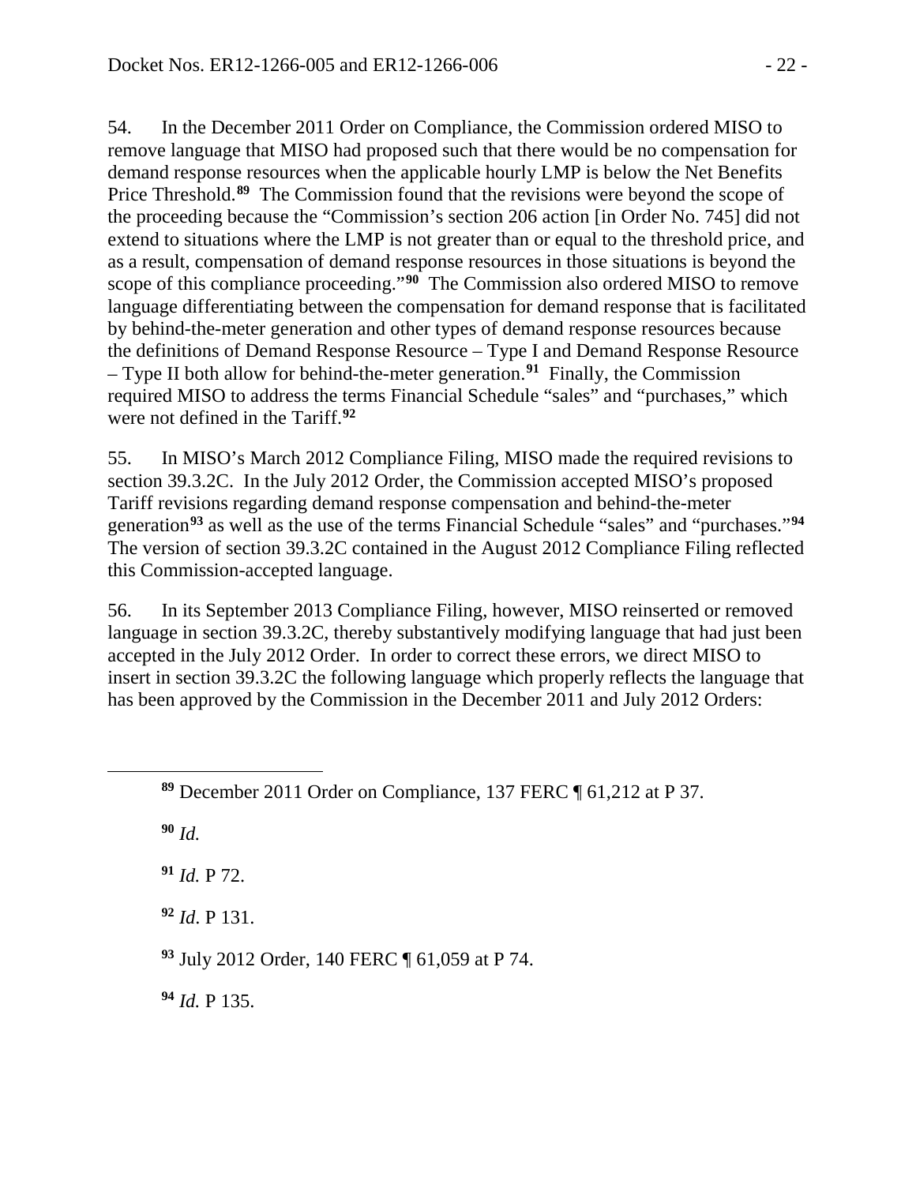54. In the December 2011 Order on Compliance, the Commission ordered MISO to remove language that MISO had proposed such that there would be no compensation for demand response resources when the applicable hourly LMP is below the Net Benefits Price Threshold.[89] The Commission found that the revisions were beyond the scope of the proceeding because the "Commission's section 206 action [in Order No. 745] did not extend to situations where the LMP is not greater than or equal to the threshold price, and as a result, compensation of demand response resources in those situations is beyond the scope of this compliance proceeding."[90] The Commission also ordered MISO to remove language differentiating between the compensation for demand response that is facilitated by behind-the-meter generation and other types of demand response resources because the definitions of Demand Response Resource – Type I and Demand Response Resource – Type II both allow for behind-the-meter generation.[91] Finally, the Commission required MISO to address the terms Financial Schedule "sales" and "purchases," which were not defined in the Tariff.[92]

55. In MISO's March 2012 Compliance Filing, MISO made the required revisions to section 39.3.2C. In the July 2012 Order, the Commission accepted MISO's proposed Tariff revisions regarding demand response compensation and behind-the-meter generation[93] as well as the use of the terms Financial Schedule "sales" and "purchases."[94] The version of section 39.3.2C contained in the August 2012 Compliance Filing reflected this Commission-accepted language.

56. In its September 2013 Compliance Filing, however, MISO reinserted or removed language in section 39.3.2C, thereby substantively modifying language that had just been accepted in the July 2012 Order. In order to correct these errors, we direct MISO to insert in section 39.3.2C the following language which properly reflects the language that has been approved by the Commission in the December 2011 and July 2012 Orders:

---

[89] December 2011 Order on Compliance, 137 FERC ¶ 61,212 at P 37.

[90] *Id.*

[91] *Id.* P 72.

[92] *Id*. P 131.

[93] July 2012 Order, 140 FERC ¶ 61,059 at P 74.

[94] *Id.* P 135.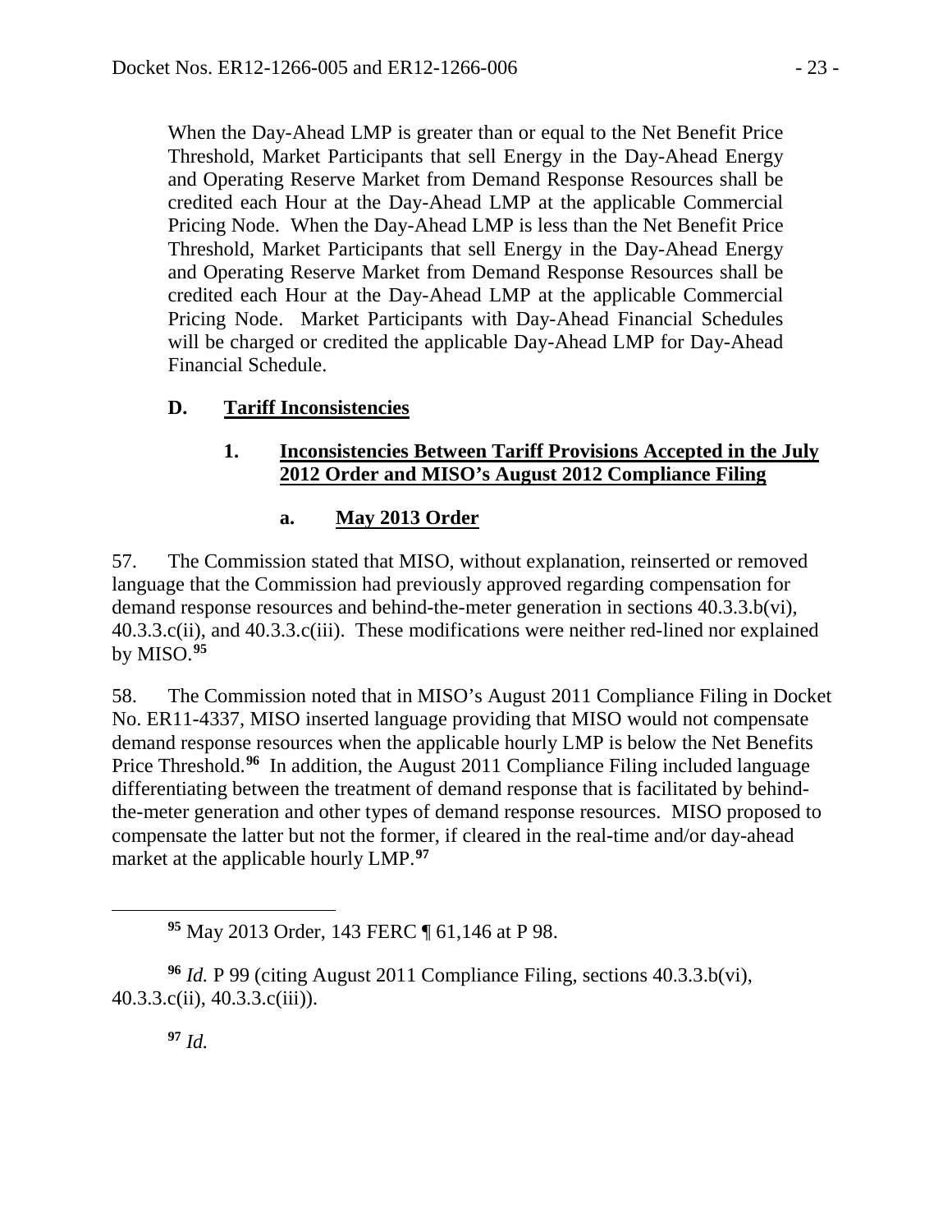When the Day-Ahead LMP is greater than or equal to the Net Benefit Price Threshold, Market Participants that sell Energy in the Day-Ahead Energy and Operating Reserve Market from Demand Response Resources shall be credited each Hour at the Day-Ahead LMP at the applicable Commercial Pricing Node. When the Day-Ahead LMP is less than the Net Benefit Price Threshold, Market Participants that sell Energy in the Day-Ahead Energy and Operating Reserve Market from Demand Response Resources shall be credited each Hour at the Day-Ahead LMP at the applicable Commercial Pricing Node. Market Participants with Day-Ahead Financial Schedules will be charged or credited the applicable Day-Ahead LMP for Day-Ahead Financial Schedule.

## D. Tariff Inconsistencies

### 1. Inconsistencies Between Tariff Provisions Accepted in the July 2012 Order and MISO's August 2012 Compliance Filing

#### a. May 2013 Order

57. The Commission stated that MISO, without explanation, reinserted or removed language that the Commission had previously approved regarding compensation for demand response resources and behind-the-meter generation in sections 40.3.3.b(vi), 40.3.3.c(ii), and 40.3.3.c(iii). These modifications were neither red-lined nor explained by MISO.[95]

58. The Commission noted that in MISO's August 2011 Compliance Filing in Docket No. ER11-4337, MISO inserted language providing that MISO would not compensate demand response resources when the applicable hourly LMP is below the Net Benefits Price Threshold.[96] In addition, the August 2011 Compliance Filing included language differentiating between the treatment of demand response that is facilitated by behind-the-meter generation and other types of demand response resources. MISO proposed to compensate the latter but not the former, if cleared in the real-time and/or day-ahead market at the applicable hourly LMP.[97]

[95] May 2013 Order, 143 FERC ¶ 61,146 at P 98.

[96] *Id.* P 99 (citing August 2011 Compliance Filing, sections 40.3.3.b(vi), 40.3.3.c(ii), 40.3.3.c(iii)).

[97] *Id.*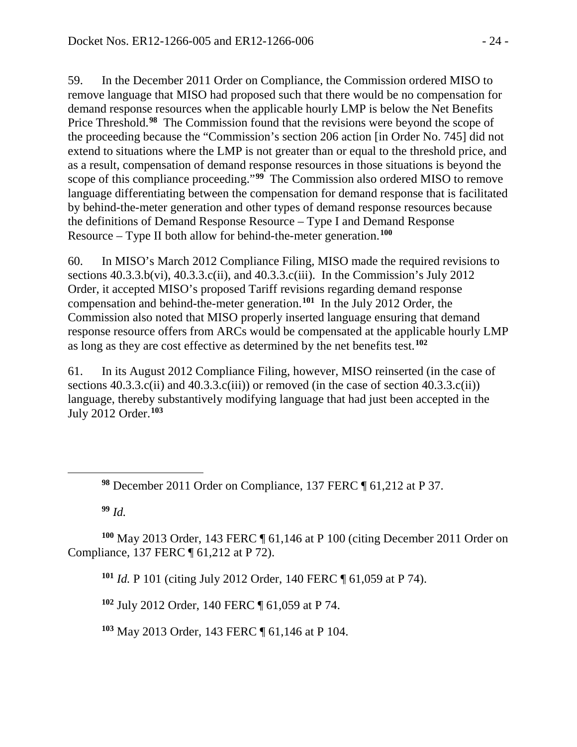59. In the December 2011 Order on Compliance, the Commission ordered MISO to remove language that MISO had proposed such that there would be no compensation for demand response resources when the applicable hourly LMP is below the Net Benefits Price Threshold.[98] The Commission found that the revisions were beyond the scope of the proceeding because the "Commission's section 206 action [in Order No. 745] did not extend to situations where the LMP is not greater than or equal to the threshold price, and as a result, compensation of demand response resources in those situations is beyond the scope of this compliance proceeding."[99] The Commission also ordered MISO to remove language differentiating between the compensation for demand response that is facilitated by behind-the-meter generation and other types of demand response resources because the definitions of Demand Response Resource – Type I and Demand Response Resource – Type II both allow for behind-the-meter generation.[100]

60. In MISO's March 2012 Compliance Filing, MISO made the required revisions to sections 40.3.3.b(vi), 40.3.3.c(ii), and 40.3.3.c(iii). In the Commission's July 2012 Order, it accepted MISO's proposed Tariff revisions regarding demand response compensation and behind-the-meter generation.[101] In the July 2012 Order, the Commission also noted that MISO properly inserted language ensuring that demand response resource offers from ARCs would be compensated at the applicable hourly LMP as long as they are cost effective as determined by the net benefits test.[102]

61. In its August 2012 Compliance Filing, however, MISO reinserted (in the case of sections 40.3.3.c(ii) and 40.3.3.c(iii)) or removed (in the case of section 40.3.3.c(ii)) language, thereby substantively modifying language that had just been accepted in the July 2012 Order.[103]

---

[98] December 2011 Order on Compliance, 137 FERC ¶ 61,212 at P 37.

[99] *Id.*

[100] May 2013 Order, 143 FERC ¶ 61,146 at P 100 (citing December 2011 Order on Compliance, 137 FERC ¶ 61,212 at P 72).

[101] *Id.* P 101 (citing July 2012 Order, 140 FERC ¶ 61,059 at P 74).

[102] July 2012 Order, 140 FERC ¶ 61,059 at P 74.

[103] May 2013 Order, 143 FERC ¶ 61,146 at P 104.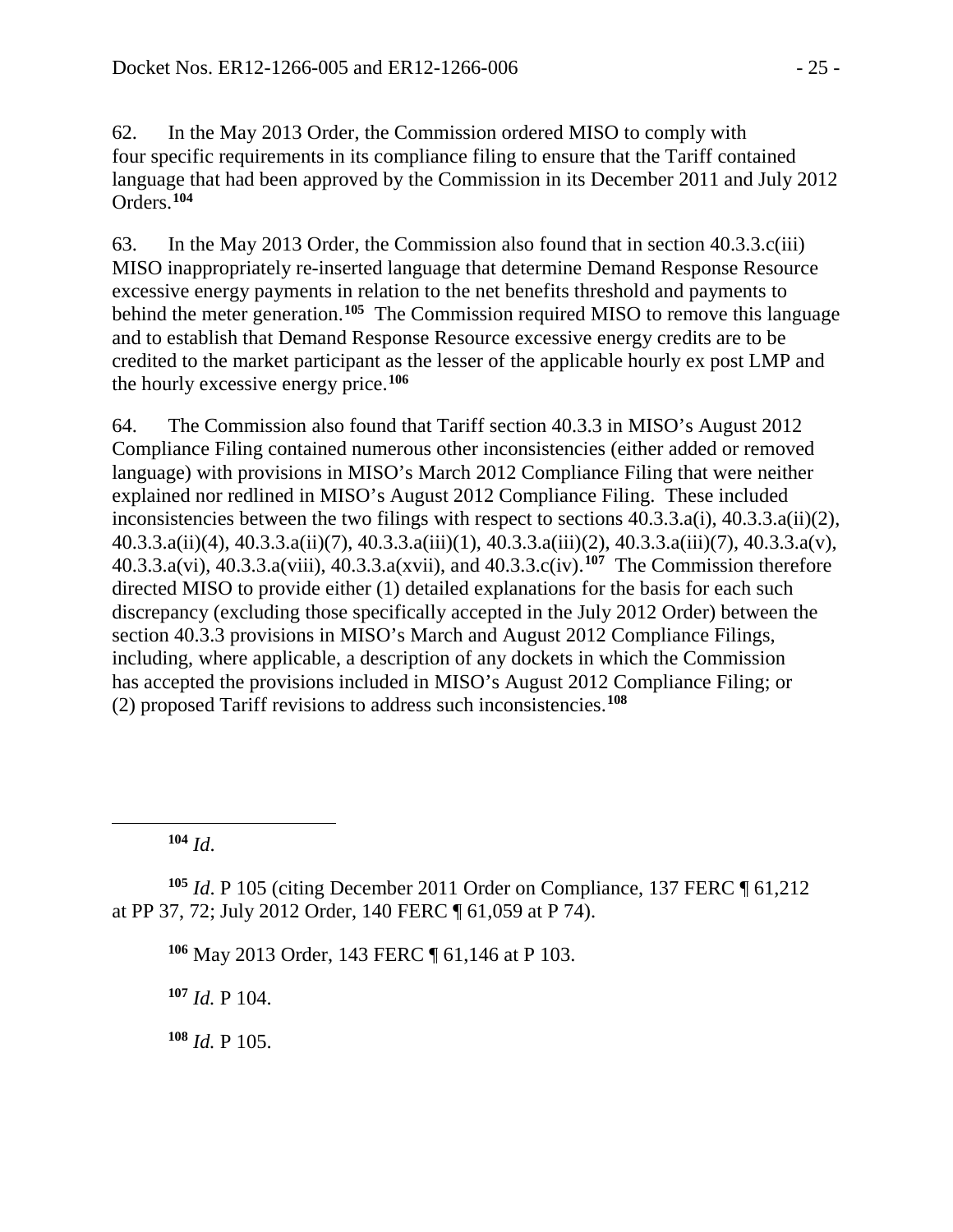62. In the May 2013 Order, the Commission ordered MISO to comply with four specific requirements in its compliance filing to ensure that the Tariff contained language that had been approved by the Commission in its December 2011 and July 2012 Orders.[104]

63. In the May 2013 Order, the Commission also found that in section 40.3.3.c(iii) MISO inappropriately re-inserted language that determine Demand Response Resource excessive energy payments in relation to the net benefits threshold and payments to behind the meter generation.[105] The Commission required MISO to remove this language and to establish that Demand Response Resource excessive energy credits are to be credited to the market participant as the lesser of the applicable hourly ex post LMP and the hourly excessive energy price.[106]

64. The Commission also found that Tariff section 40.3.3 in MISO's August 2012 Compliance Filing contained numerous other inconsistencies (either added or removed language) with provisions in MISO's March 2012 Compliance Filing that were neither explained nor redlined in MISO's August 2012 Compliance Filing. These included inconsistencies between the two filings with respect to sections 40.3.3.a(i), 40.3.3.a(ii)(2), 40.3.3.a(ii)(4), 40.3.3.a(ii)(7), 40.3.3.a(iii)(1), 40.3.3.a(iii)(2), 40.3.3.a(iii)(7), 40.3.3.a(v), 40.3.3.a(vi), 40.3.3.a(viii), 40.3.3.a(xvii), and 40.3.3.c(iv).[107] The Commission therefore directed MISO to provide either (1) detailed explanations for the basis for each such discrepancy (excluding those specifically accepted in the July 2012 Order) between the section 40.3.3 provisions in MISO's March and August 2012 Compliance Filings, including, where applicable, a description of any dockets in which the Commission has accepted the provisions included in MISO's August 2012 Compliance Filing; or (2) proposed Tariff revisions to address such inconsistencies.[108]

---

[104] *Id.*

[105] *Id*. P 105 (citing December 2011 Order on Compliance, 137 FERC ¶ 61,212 at PP 37, 72; July 2012 Order, 140 FERC ¶ 61,059 at P 74).

[106] May 2013 Order, 143 FERC ¶ 61,146 at P 103.

[107] *Id.* P 104.

[108] *Id.* P 105.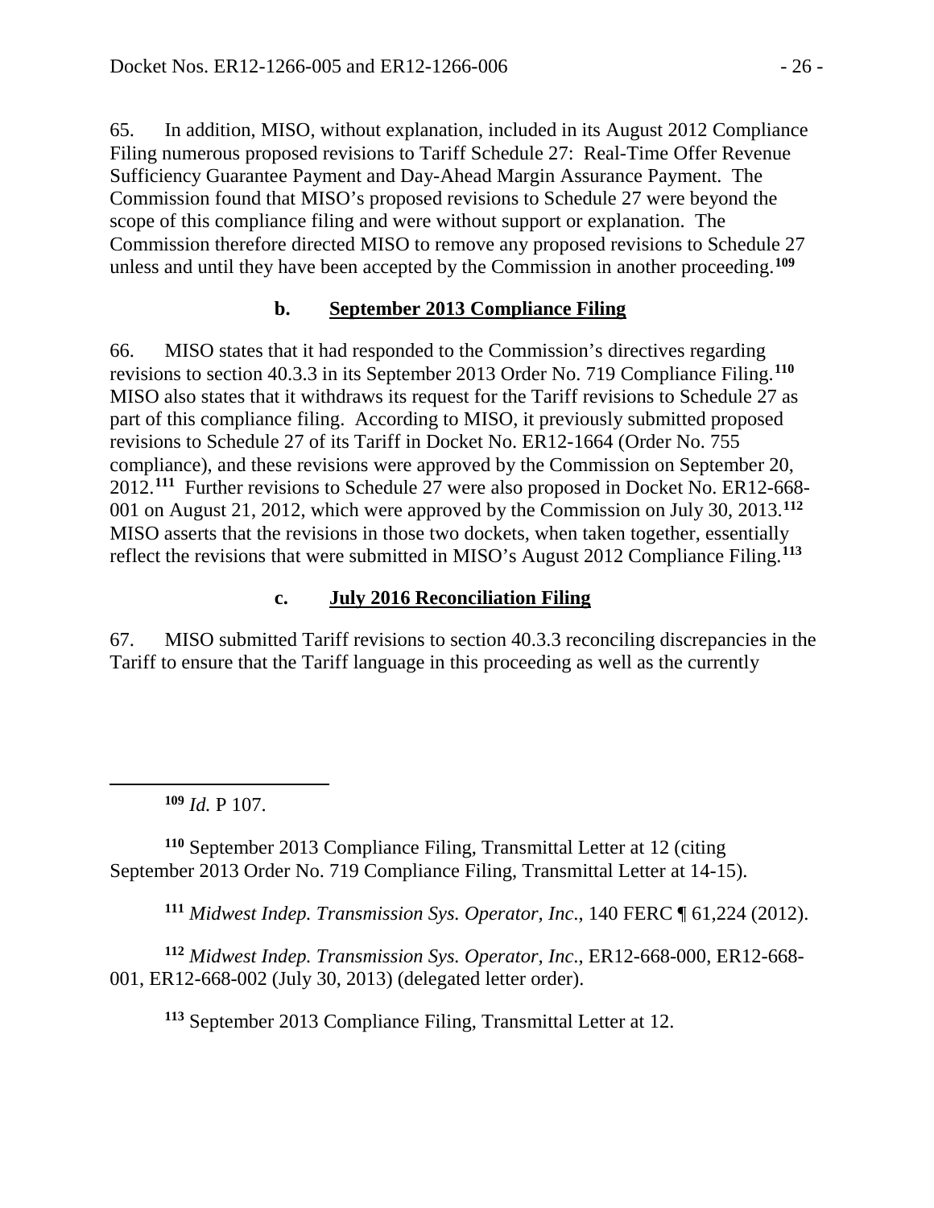65. In addition, MISO, without explanation, included in its August 2012 Compliance Filing numerous proposed revisions to Tariff Schedule 27: Real-Time Offer Revenue Sufficiency Guarantee Payment and Day-Ahead Margin Assurance Payment. The Commission found that MISO's proposed revisions to Schedule 27 were beyond the scope of this compliance filing and were without support or explanation. The Commission therefore directed MISO to remove any proposed revisions to Schedule 27 unless and until they have been accepted by the Commission in another proceeding.[109]

### b. September 2013 Compliance Filing

66. MISO states that it had responded to the Commission's directives regarding revisions to section 40.3.3 in its September 2013 Order No. 719 Compliance Filing.[110] MISO also states that it withdraws its request for the Tariff revisions to Schedule 27 as part of this compliance filing. According to MISO, it previously submitted proposed revisions to Schedule 27 of its Tariff in Docket No. ER12-1664 (Order No. 755 compliance), and these revisions were approved by the Commission on September 20, 2012.[111] Further revisions to Schedule 27 were also proposed in Docket No. ER12-668-001 on August 21, 2012, which were approved by the Commission on July 30, 2013.[112] MISO asserts that the revisions in those two dockets, when taken together, essentially reflect the revisions that were submitted in MISO's August 2012 Compliance Filing.[113]

### c. July 2016 Reconciliation Filing

67. MISO submitted Tariff revisions to section 40.3.3 reconciling discrepancies in the Tariff to ensure that the Tariff language in this proceeding as well as the currently

---

[109] *Id.* P 107.

[110] September 2013 Compliance Filing, Transmittal Letter at 12 (citing September 2013 Order No. 719 Compliance Filing, Transmittal Letter at 14-15).

[111] *Midwest Indep. Transmission Sys. Operator, Inc*., 140 FERC ¶ 61,224 (2012).

[112] *Midwest Indep. Transmission Sys. Operator, Inc*., ER12-668-000, ER12-668-001, ER12-668-002 (July 30, 2013) (delegated letter order).

[113] September 2013 Compliance Filing, Transmittal Letter at 12.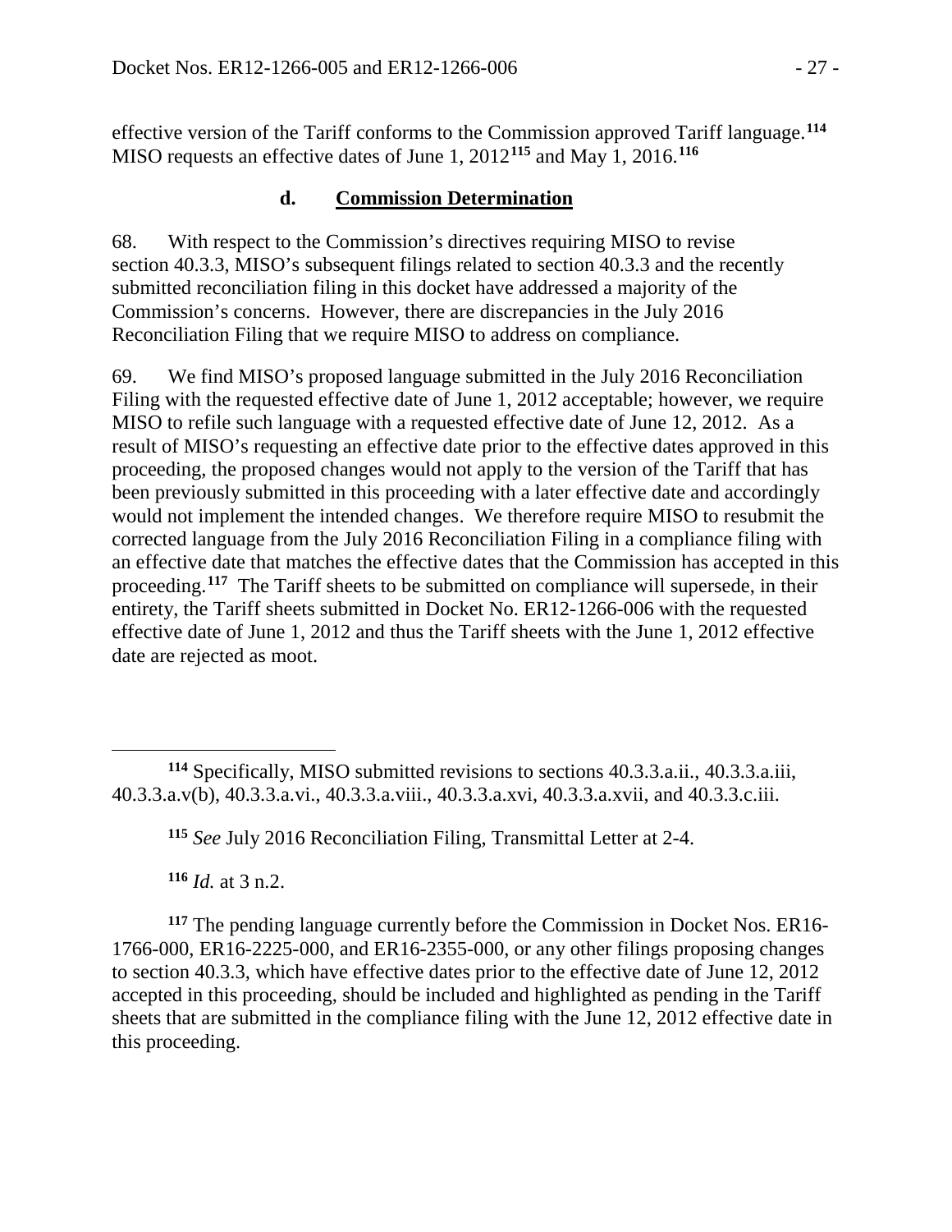effective version of the Tariff conforms to the Commission approved Tariff language.[114] MISO requests an effective dates of June 1, 2012[115] and May 1, 2016.[116]

### d. **Commission Determination**

68. With respect to the Commission's directives requiring MISO to revise section 40.3.3, MISO's subsequent filings related to section 40.3.3 and the recently submitted reconciliation filing in this docket have addressed a majority of the Commission's concerns. However, there are discrepancies in the July 2016 Reconciliation Filing that we require MISO to address on compliance.

69. We find MISO's proposed language submitted in the July 2016 Reconciliation Filing with the requested effective date of June 1, 2012 acceptable; however, we require MISO to refile such language with a requested effective date of June 12, 2012. As a result of MISO's requesting an effective date prior to the effective dates approved in this proceeding, the proposed changes would not apply to the version of the Tariff that has been previously submitted in this proceeding with a later effective date and accordingly would not implement the intended changes. We therefore require MISO to resubmit the corrected language from the July 2016 Reconciliation Filing in a compliance filing with an effective date that matches the effective dates that the Commission has accepted in this proceeding.[117] The Tariff sheets to be submitted on compliance will supersede, in their entirety, the Tariff sheets submitted in Docket No. ER12-1266-006 with the requested effective date of June 1, 2012 and thus the Tariff sheets with the June 1, 2012 effective date are rejected as moot.

---

[114] Specifically, MISO submitted revisions to sections 40.3.3.a.ii., 40.3.3.a.iii, 40.3.3.a.v(b), 40.3.3.a.vi., 40.3.3.a.viii., 40.3.3.a.xvi, 40.3.3.a.xvii, and 40.3.3.c.iii.

[115] *See* July 2016 Reconciliation Filing, Transmittal Letter at 2-4.

[116] *Id.* at 3 n.2.

[117] The pending language currently before the Commission in Docket Nos. ER16-1766-000, ER16-2225-000, and ER16-2355-000, or any other filings proposing changes to section 40.3.3, which have effective dates prior to the effective date of June 12, 2012 accepted in this proceeding, should be included and highlighted as pending in the Tariff sheets that are submitted in the compliance filing with the June 12, 2012 effective date in this proceeding.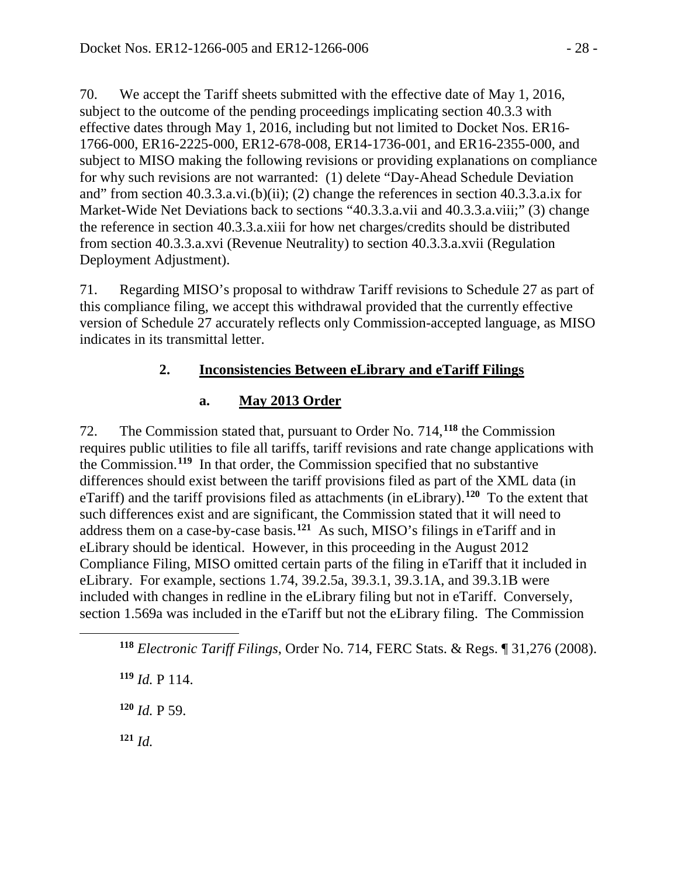70. We accept the Tariff sheets submitted with the effective date of May 1, 2016, subject to the outcome of the pending proceedings implicating section 40.3.3 with effective dates through May 1, 2016, including but not limited to Docket Nos. ER16-1766-000, ER16-2225-000, ER12-678-008, ER14-1736-001, and ER16-2355-000, and subject to MISO making the following revisions or providing explanations on compliance for why such revisions are not warranted: (1) delete "Day-Ahead Schedule Deviation and" from section 40.3.3.a.vi.(b)(ii); (2) change the references in section 40.3.3.a.ix for Market-Wide Net Deviations back to sections "40.3.3.a.vii and 40.3.3.a.viii;" (3) change the reference in section 40.3.3.a.xiii for how net charges/credits should be distributed from section 40.3.3.a.xvi (Revenue Neutrality) to section 40.3.3.a.xvii (Regulation Deployment Adjustment).

71. Regarding MISO's proposal to withdraw Tariff revisions to Schedule 27 as part of this compliance filing, we accept this withdrawal provided that the currently effective version of Schedule 27 accurately reflects only Commission-accepted language, as MISO indicates in its transmittal letter.

### 2. Inconsistencies Between eLibrary and eTariff Filings

#### a. May 2013 Order

72. The Commission stated that, pursuant to Order No. 714,[118] the Commission requires public utilities to file all tariffs, tariff revisions and rate change applications with the Commission.[119] In that order, the Commission specified that no substantive differences should exist between the tariff provisions filed as part of the XML data (in eTariff) and the tariff provisions filed as attachments (in eLibrary).[120] To the extent that such differences exist and are significant, the Commission stated that it will need to address them on a case-by-case basis.[121] As such, MISO's filings in eTariff and in eLibrary should be identical. However, in this proceeding in the August 2012 Compliance Filing, MISO omitted certain parts of the filing in eTariff that it included in eLibrary. For example, sections 1.74, 39.2.5a, 39.3.1, 39.3.1A, and 39.3.1B were included with changes in redline in the eLibrary filing but not in eTariff. Conversely, section 1.569a was included in the eTariff but not the eLibrary filing. The Commission

---

[118] *Electronic Tariff Filings*, Order No. 714, FERC Stats. & Regs. ¶ 31,276 (2008).

[119] *Id.* P 114.

[120] *Id.* P 59.

[121] *Id.*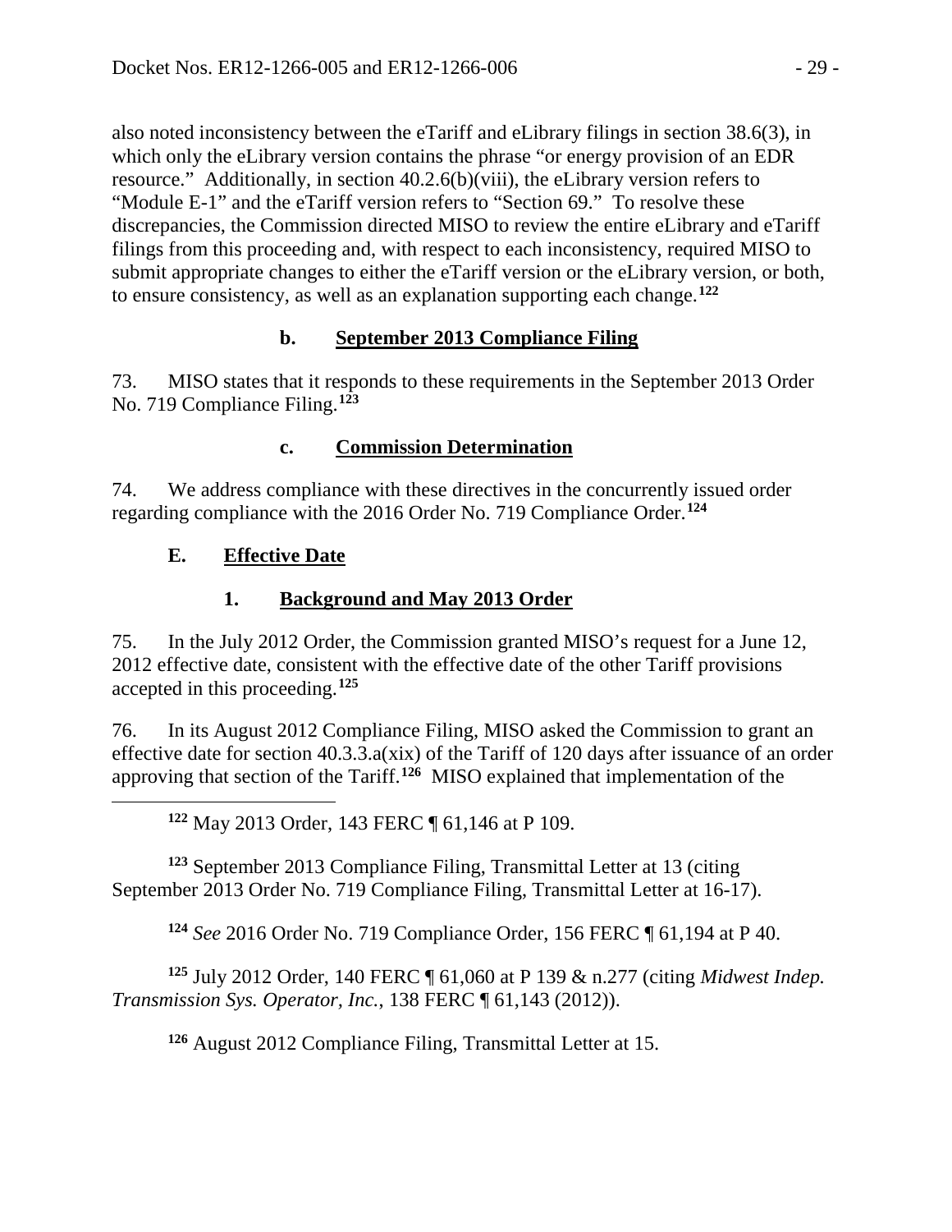also noted inconsistency between the eTariff and eLibrary filings in section 38.6(3), in which only the eLibrary version contains the phrase "or energy provision of an EDR resource." Additionally, in section 40.2.6(b)(viii), the eLibrary version refers to "Module E-1" and the eTariff version refers to "Section 69." To resolve these discrepancies, the Commission directed MISO to review the entire eLibrary and eTariff filings from this proceeding and, with respect to each inconsistency, required MISO to submit appropriate changes to either the eTariff version or the eLibrary version, or both, to ensure consistency, as well as an explanation supporting each change.[122]

#### b. September 2013 Compliance Filing

73. MISO states that it responds to these requirements in the September 2013 Order No. 719 Compliance Filing.[123]

#### c. Commission Determination

74. We address compliance with these directives in the concurrently issued order regarding compliance with the 2016 Order No. 719 Compliance Order.[124]

## E. Effective Date

### 1. Background and May 2013 Order

75. In the July 2012 Order, the Commission granted MISO's request for a June 12, 2012 effective date, consistent with the effective date of the other Tariff provisions accepted in this proceeding.[125]

76. In its August 2012 Compliance Filing, MISO asked the Commission to grant an effective date for section 40.3.3.a(xix) of the Tariff of 120 days after issuance of an order approving that section of the Tariff.[126] MISO explained that implementation of the

---

[122] May 2013 Order, 143 FERC ¶ 61,146 at P 109.

[123] September 2013 Compliance Filing, Transmittal Letter at 13 (citing September 2013 Order No. 719 Compliance Filing, Transmittal Letter at 16-17).

[124] *See* 2016 Order No. 719 Compliance Order, 156 FERC ¶ 61,194 at P 40.

[125] July 2012 Order, 140 FERC ¶ 61,060 at P 139 & n.277 (citing *Midwest Indep. Transmission Sys. Operator, Inc.*, 138 FERC ¶ 61,143 (2012)).

[126] August 2012 Compliance Filing, Transmittal Letter at 15.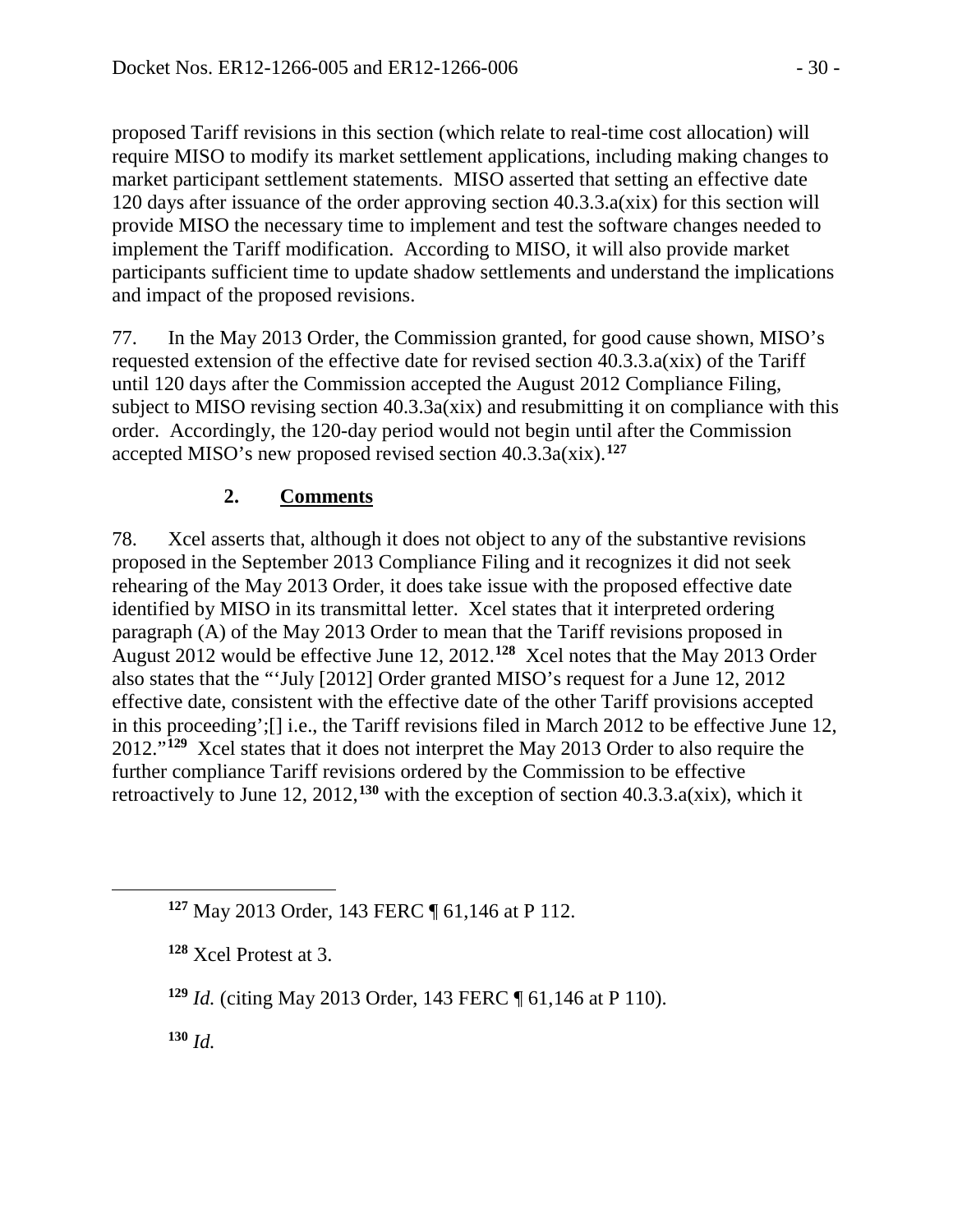proposed Tariff revisions in this section (which relate to real-time cost allocation) will require MISO to modify its market settlement applications, including making changes to market participant settlement statements. MISO asserted that setting an effective date 120 days after issuance of the order approving section 40.3.3.a(xix) for this section will provide MISO the necessary time to implement and test the software changes needed to implement the Tariff modification. According to MISO, it will also provide market participants sufficient time to update shadow settlements and understand the implications and impact of the proposed revisions.

77. In the May 2013 Order, the Commission granted, for good cause shown, MISO's requested extension of the effective date for revised section 40.3.3.a(xix) of the Tariff until 120 days after the Commission accepted the August 2012 Compliance Filing, subject to MISO revising section 40.3.3a(xix) and resubmitting it on compliance with this order. Accordingly, the 120-day period would not begin until after the Commission accepted MISO's new proposed revised section 40.3.3a(xix).[127]

## 2. Comments

78. Xcel asserts that, although it does not object to any of the substantive revisions proposed in the September 2013 Compliance Filing and it recognizes it did not seek rehearing of the May 2013 Order, it does take issue with the proposed effective date identified by MISO in its transmittal letter. Xcel states that it interpreted ordering paragraph (A) of the May 2013 Order to mean that the Tariff revisions proposed in August 2012 would be effective June 12, 2012.[128] Xcel notes that the May 2013 Order also states that the "'July [2012] Order granted MISO's request for a June 12, 2012 effective date, consistent with the effective date of the other Tariff provisions accepted in this proceeding';[] i.e., the Tariff revisions filed in March 2012 to be effective June 12, 2012."[129] Xcel states that it does not interpret the May 2013 Order to also require the further compliance Tariff revisions ordered by the Commission to be effective retroactively to June 12, 2012,[130] with the exception of section 40.3.3.a(xix), which it

[127] May 2013 Order, 143 FERC ¶ 61,146 at P 112.

[128] Xcel Protest at 3.

[129] *Id.* (citing May 2013 Order, 143 FERC ¶ 61,146 at P 110).

[130] *Id.*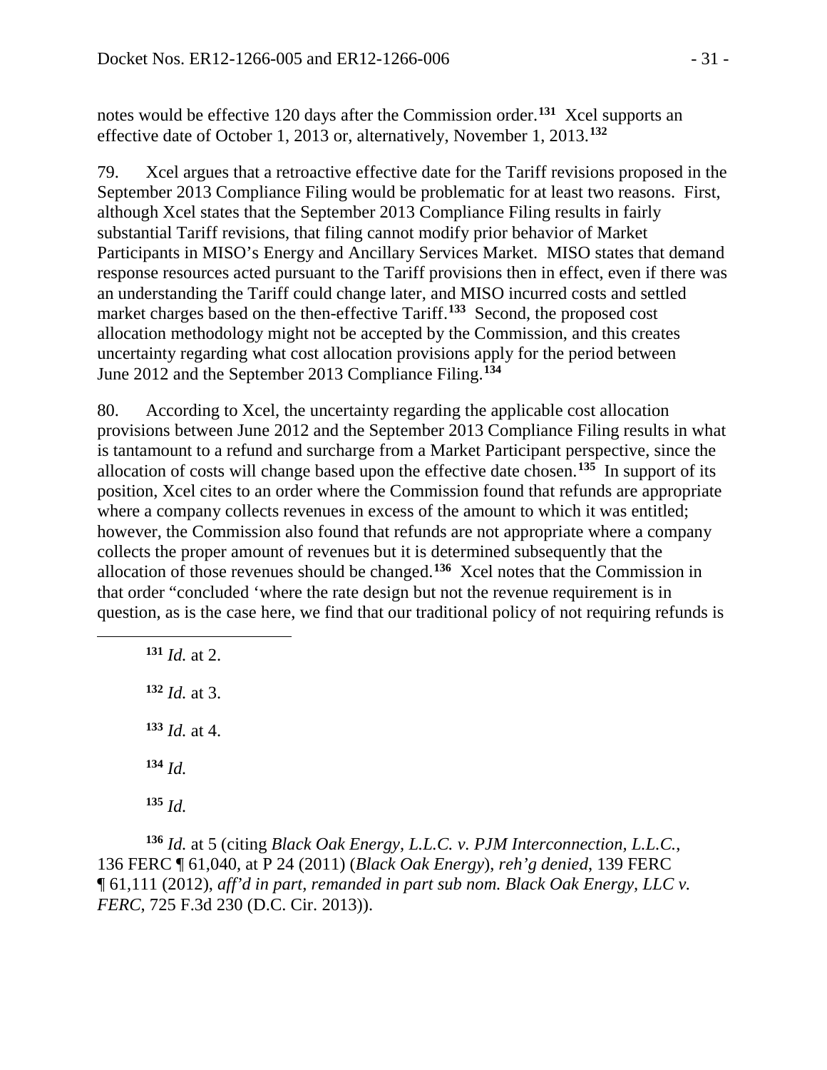notes would be effective 120 days after the Commission order.[131] Xcel supports an effective date of October 1, 2013 or, alternatively, November 1, 2013.[132]

79. Xcel argues that a retroactive effective date for the Tariff revisions proposed in the September 2013 Compliance Filing would be problematic for at least two reasons. First, although Xcel states that the September 2013 Compliance Filing results in fairly substantial Tariff revisions, that filing cannot modify prior behavior of Market Participants in MISO's Energy and Ancillary Services Market. MISO states that demand response resources acted pursuant to the Tariff provisions then in effect, even if there was an understanding the Tariff could change later, and MISO incurred costs and settled market charges based on the then-effective Tariff.[133] Second, the proposed cost allocation methodology might not be accepted by the Commission, and this creates uncertainty regarding what cost allocation provisions apply for the period between June 2012 and the September 2013 Compliance Filing.[134]

80. According to Xcel, the uncertainty regarding the applicable cost allocation provisions between June 2012 and the September 2013 Compliance Filing results in what is tantamount to a refund and surcharge from a Market Participant perspective, since the allocation of costs will change based upon the effective date chosen.[135] In support of its position, Xcel cites to an order where the Commission found that refunds are appropriate where a company collects revenues in excess of the amount to which it was entitled; however, the Commission also found that refunds are not appropriate where a company collects the proper amount of revenues but it is determined subsequently that the allocation of those revenues should be changed.[136] Xcel notes that the Commission in that order "concluded 'where the rate design but not the revenue requirement is in question, as is the case here, we find that our traditional policy of not requiring refunds is

---

[131] *Id.* at 2.

[132] *Id.* at 3.

[133] *Id.* at 4.

[134] *Id.*

[135] *Id.*

[136] *Id.* at 5 (citing *Black Oak Energy, L.L.C. v. PJM Interconnection, L.L.C.*, 136 FERC ¶ 61,040, at P 24 (2011) (*Black Oak Energy*), *reh'g denied*, 139 FERC ¶ 61,111 (2012), *aff'd in part, remanded in part sub nom. Black Oak Energy, LLC v. FERC*, 725 F.3d 230 (D.C. Cir. 2013)).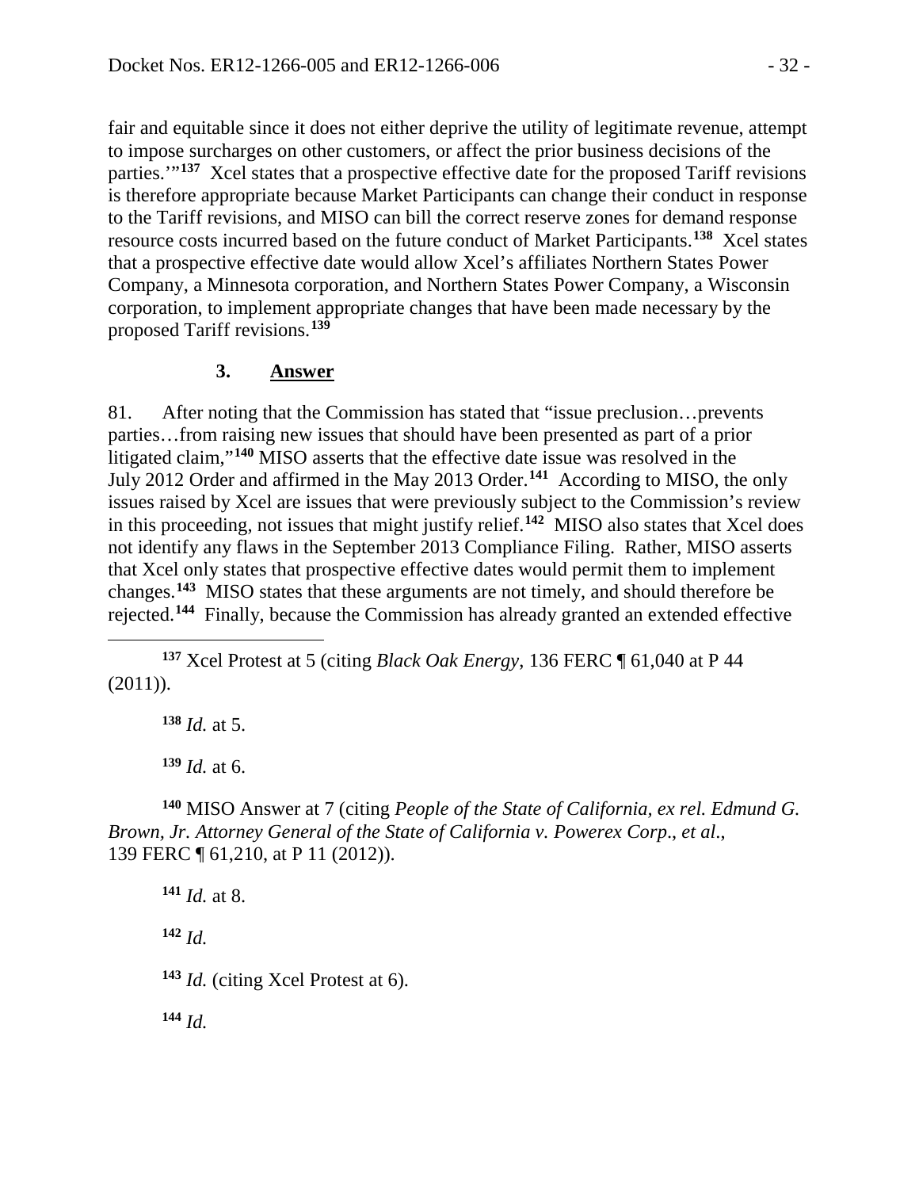fair and equitable since it does not either deprive the utility of legitimate revenue, attempt to impose surcharges on other customers, or affect the prior business decisions of the parties.'"[137] Xcel states that a prospective effective date for the proposed Tariff revisions is therefore appropriate because Market Participants can change their conduct in response to the Tariff revisions, and MISO can bill the correct reserve zones for demand response resource costs incurred based on the future conduct of Market Participants.[138] Xcel states that a prospective effective date would allow Xcel's affiliates Northern States Power Company, a Minnesota corporation, and Northern States Power Company, a Wisconsin corporation, to implement appropriate changes that have been made necessary by the proposed Tariff revisions.[139]

### 3. **Answer**

81. After noting that the Commission has stated that "issue preclusion…prevents parties…from raising new issues that should have been presented as part of a prior litigated claim,"[140] MISO asserts that the effective date issue was resolved in the July 2012 Order and affirmed in the May 2013 Order.[141] According to MISO, the only issues raised by Xcel are issues that were previously subject to the Commission's review in this proceeding, not issues that might justify relief.[142] MISO also states that Xcel does not identify any flaws in the September 2013 Compliance Filing. Rather, MISO asserts that Xcel only states that prospective effective dates would permit them to implement changes.[143] MISO states that these arguments are not timely, and should therefore be rejected.[144] Finally, because the Commission has already granted an extended effective

---

[137] Xcel Protest at 5 (citing *Black Oak Energy*, 136 FERC ¶ 61,040 at P 44 (2011)).

[138] *Id.* at 5.

[139] *Id.* at 6.

[140] MISO Answer at 7 (citing *People of the State of California, ex rel. Edmund G. Brown, Jr. Attorney General of the State of California v. Powerex Corp*., *et al*., 139 FERC ¶ 61,210, at P 11 (2012)).

[141] *Id.* at 8.

[142] *Id.*

[143] *Id.* (citing Xcel Protest at 6).

[144] *Id.*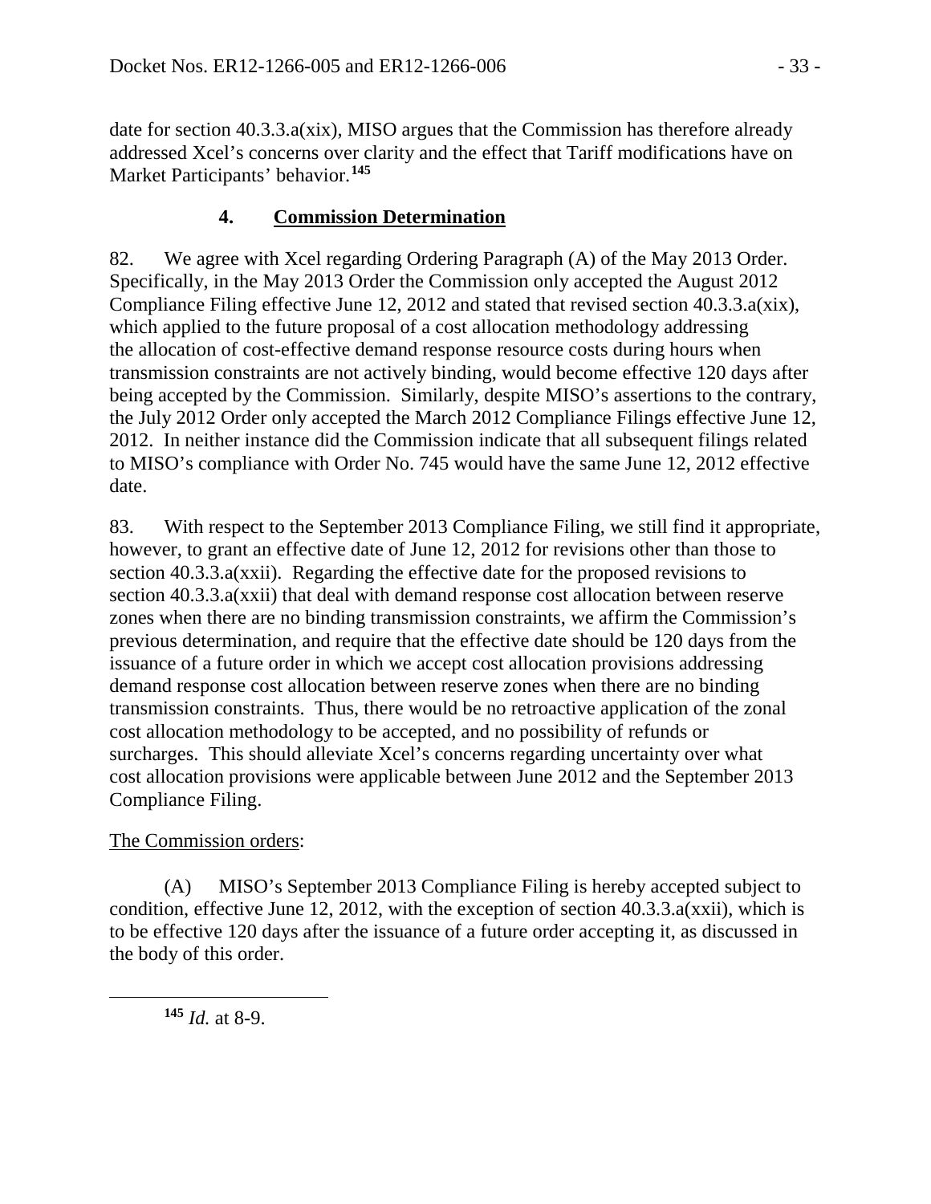date for section 40.3.3.a(xix), MISO argues that the Commission has therefore already addressed Xcel's concerns over clarity and the effect that Tariff modifications have on Market Participants' behavior.[145]

### 4. Commission Determination

82. We agree with Xcel regarding Ordering Paragraph (A) of the May 2013 Order. Specifically, in the May 2013 Order the Commission only accepted the August 2012 Compliance Filing effective June 12, 2012 and stated that revised section 40.3.3.a(xix), which applied to the future proposal of a cost allocation methodology addressing the allocation of cost-effective demand response resource costs during hours when transmission constraints are not actively binding, would become effective 120 days after being accepted by the Commission. Similarly, despite MISO's assertions to the contrary, the July 2012 Order only accepted the March 2012 Compliance Filings effective June 12, 2012. In neither instance did the Commission indicate that all subsequent filings related to MISO's compliance with Order No. 745 would have the same June 12, 2012 effective date.

83. With respect to the September 2013 Compliance Filing, we still find it appropriate, however, to grant an effective date of June 12, 2012 for revisions other than those to section 40.3.3.a(xxii). Regarding the effective date for the proposed revisions to section 40.3.3.a(xxii) that deal with demand response cost allocation between reserve zones when there are no binding transmission constraints, we affirm the Commission's previous determination, and require that the effective date should be 120 days from the issuance of a future order in which we accept cost allocation provisions addressing demand response cost allocation between reserve zones when there are no binding transmission constraints. Thus, there would be no retroactive application of the zonal cost allocation methodology to be accepted, and no possibility of refunds or surcharges. This should alleviate Xcel's concerns regarding uncertainty over what cost allocation provisions were applicable between June 2012 and the September 2013 Compliance Filing.

The Commission orders:

(A) MISO's September 2013 Compliance Filing is hereby accepted subject to condition, effective June 12, 2012, with the exception of section 40.3.3.a(xxii), which is to be effective 120 days after the issuance of a future order accepting it, as discussed in the body of this order.

---

[145] *Id.* at 8-9.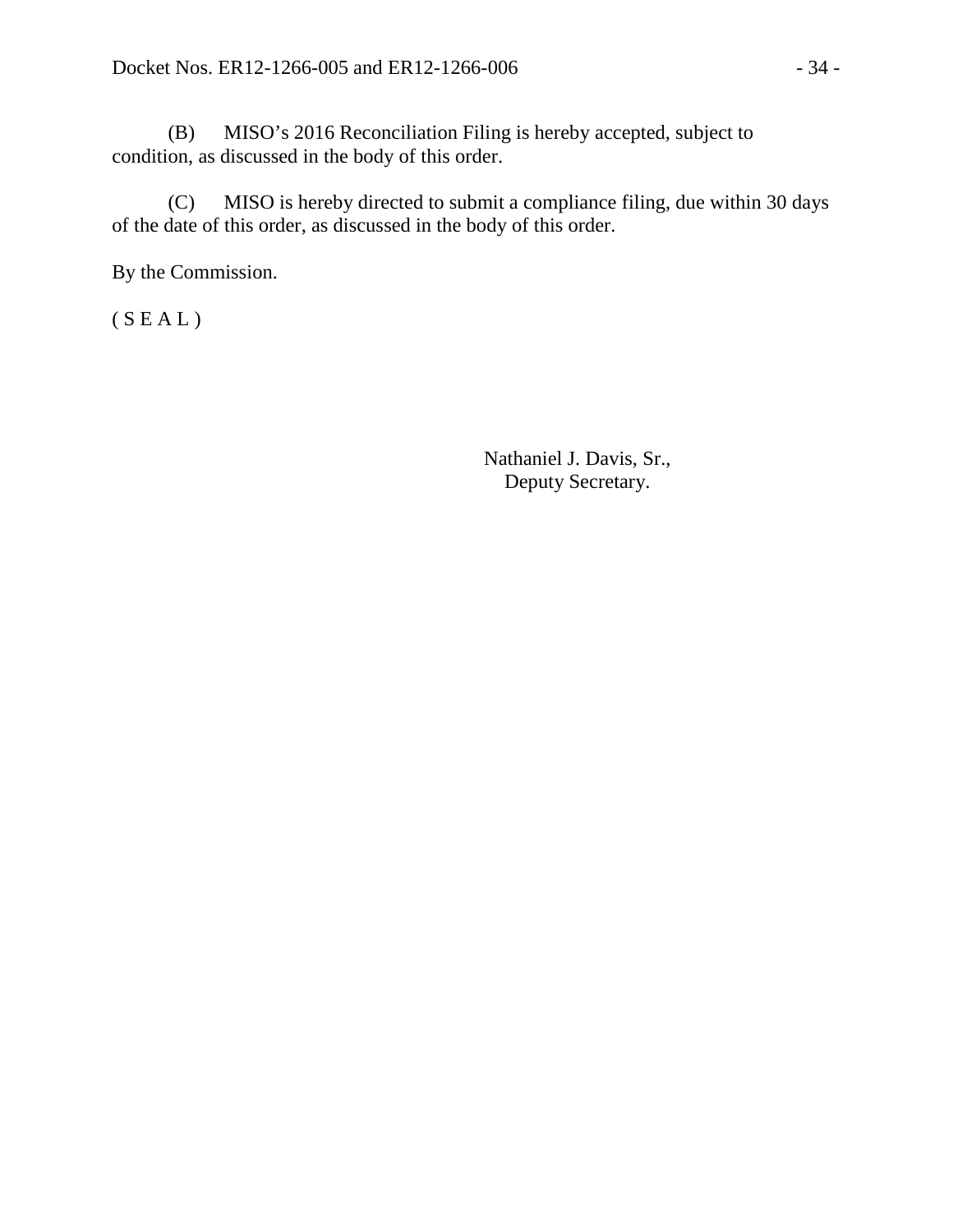(B) MISO's 2016 Reconciliation Filing is hereby accepted, subject to condition, as discussed in the body of this order.

(C) MISO is hereby directed to submit a compliance filing, due within 30 days of the date of this order, as discussed in the body of this order.

By the Commission.

( S E A L )

Nathaniel J. Davis, Sr.,
Deputy Secretary.